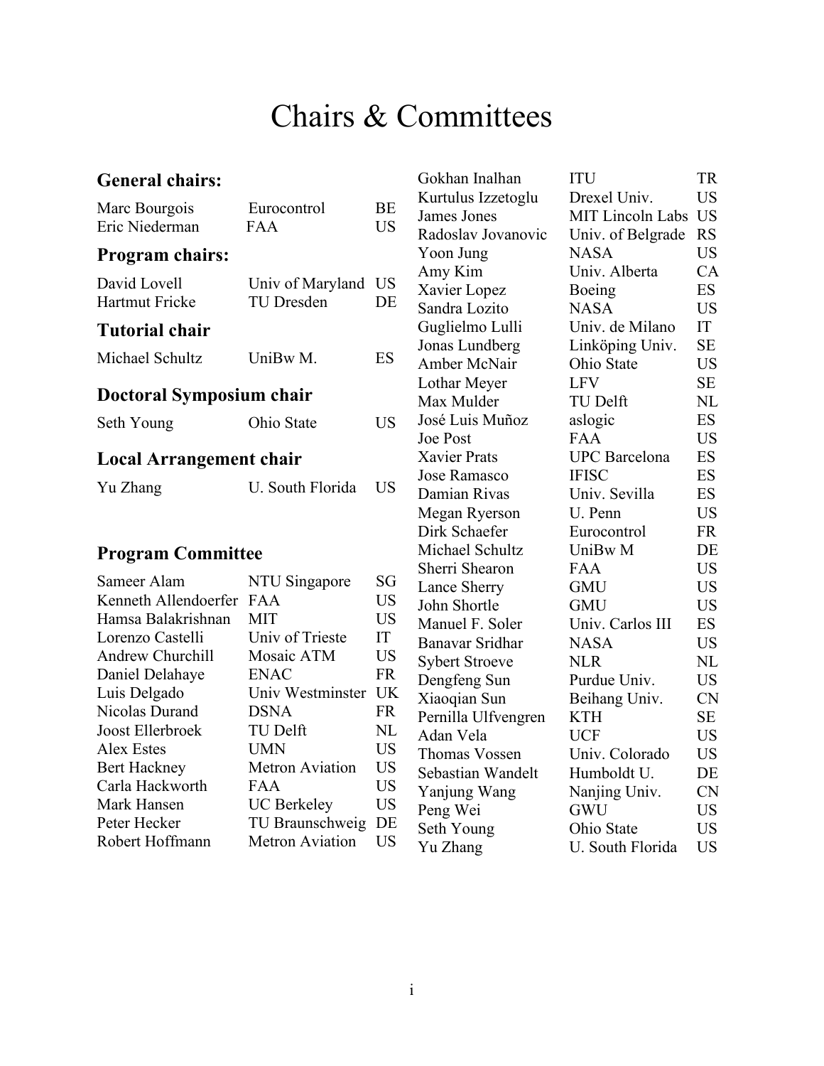# Chairs & Committees

## General chairs:

| | | |
|---|---|---|
| Marc Bourgois | Eurocontrol | BE |
| Eric Niederman | FAA | US |

## Program chairs:

| | | |
|---|---|---|
| David Lovell | Univ of Maryland | US |
| Hartmut Fricke | TU Dresden | DE |

## Tutorial chair

| | | |
|---|---|---|
| Michael Schultz | UniBw M. | ES |

## Doctoral Symposium chair

| | | |
|---|---|---|
| Seth Young | Ohio State | US |

## Local Arrangement chair

| | | |
|---|---|---|
| Yu Zhang | U. South Florida | US |

## Program Committee

| | | |
|---|---|---|
| Sameer Alam | NTU Singapore | SG |
| Kenneth Allendoerfer | FAA | US |
| Hamsa Balakrishnan | MIT | US |
| Lorenzo Castelli | Univ of Trieste | IT |
| Andrew Churchill | Mosaic ATM | US |
| Daniel Delahaye | ENAC | FR |
| Luis Delgado | Univ Westminster | UK |
| Nicolas Durand | DSNA | FR |
| Joost Ellerbroek | TU Delft | NL |
| Alex Estes | UMN | US |
| Bert Hackney | Metron Aviation | US |
| Carla Hackworth | FAA | US |
| Mark Hansen | UC Berkeley | US |
| Peter Hecker | TU Braunschweig | DE |
| Robert Hoffmann | Metron Aviation | US |
| Gokhan Inalhan | ITU | TR |
| Kurtulus Izzetoglu | Drexel Univ. | US |
| James Jones | MIT Lincoln Labs | US |
| Radoslav Jovanovic | Univ. of Belgrade | RS |
| Yoon Jung | NASA | US |
| Amy Kim | Univ. Alberta | CA |
| Xavier Lopez | Boeing | ES |
| Sandra Lozito | NASA | US |
| Guglielmo Lulli | Univ. de Milano | IT |
| Jonas Lundberg | Linköping Univ. | SE |
| Amber McNair | Ohio State | US |
| Lothar Meyer | LFV | SE |
| Max Mulder | TU Delft | NL |
| José Luis Muñoz | aslogic | ES |
| Joe Post | FAA | US |
| Xavier Prats | UPC Barcelona | ES |
| Jose Ramasco | IFISC | ES |
| Damian Rivas | Univ. Sevilla | ES |
| Megan Ryerson | U. Penn | US |
| Dirk Schaefer | Eurocontrol | FR |
| Michael Schultz | UniBw M | DE |
| Sherri Shearon | FAA | US |
| Lance Sherry | GMU | US |
| John Shortle | GMU | US |
| Manuel F. Soler | Univ. Carlos III | ES |
| Banavar Sridhar | NASA | US |
| Sybert Stroeve | NLR | NL |
| Dengfeng Sun | Purdue Univ. | US |
| Xiaoqian Sun | Beihang Univ. | CN |
| Pernilla Ulfvengren | KTH | SE |
| Adan Vela | UCF | US |
| Thomas Vossen | Univ. Colorado | US |
| Sebastian Wandelt | Humboldt U. | DE |
| Yanjung Wang | Nanjing Univ. | CN |
| Peng Wei | GWU | US |
| Seth Young | Ohio State | US |
| Yu Zhang | U. South Florida | US |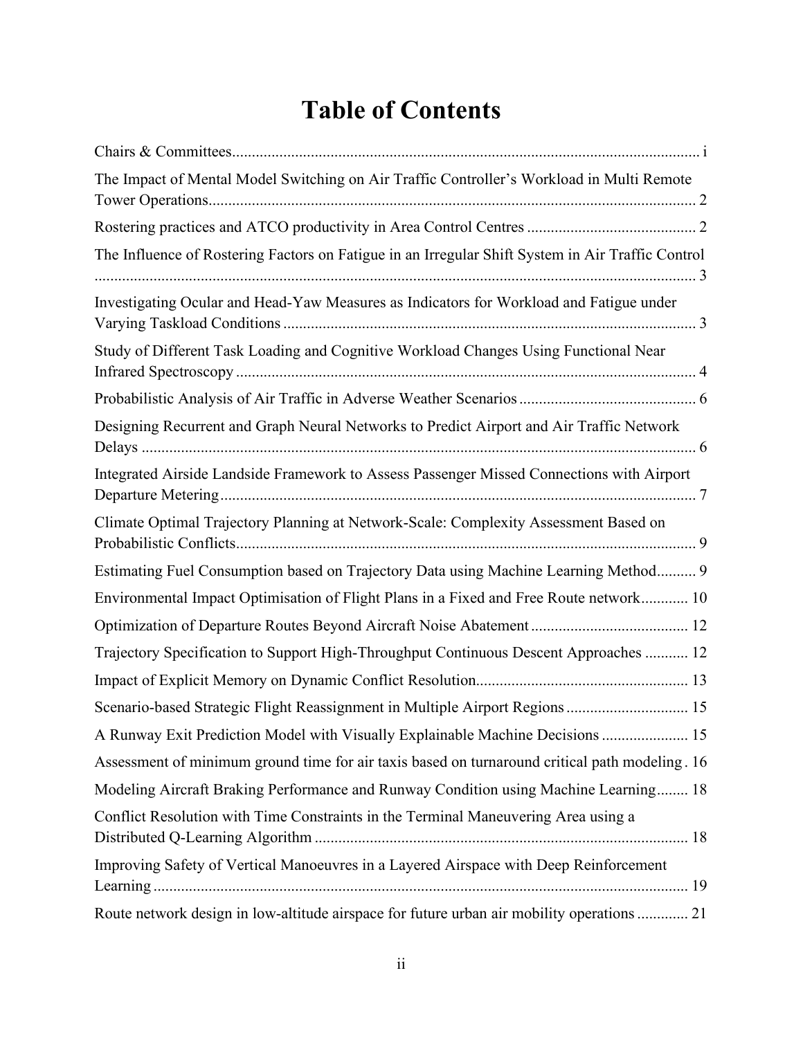# Table of Contents

Chairs & Committees ....... i

The Impact of Mental Model Switching on Air Traffic Controller's Workload in Multi Remote Tower Operations ....... 2

Rostering practices and ATCO productivity in Area Control Centres ....... 2

The Influence of Rostering Factors on Fatigue in an Irregular Shift System in Air Traffic Control ....... 3

Investigating Ocular and Head-Yaw Measures as Indicators for Workload and Fatigue under Varying Taskload Conditions ....... 3

Study of Different Task Loading and Cognitive Workload Changes Using Functional Near Infrared Spectroscopy ....... 4

Probabilistic Analysis of Air Traffic in Adverse Weather Scenarios ....... 6

Designing Recurrent and Graph Neural Networks to Predict Airport and Air Traffic Network Delays ....... 6

Integrated Airside Landside Framework to Assess Passenger Missed Connections with Airport Departure Metering ....... 7

Climate Optimal Trajectory Planning at Network-Scale: Complexity Assessment Based on Probabilistic Conflicts ....... 9

Estimating Fuel Consumption based on Trajectory Data using Machine Learning Method ....... 9

Environmental Impact Optimisation of Flight Plans in a Fixed and Free Route network ....... 10

Optimization of Departure Routes Beyond Aircraft Noise Abatement ....... 12

Trajectory Specification to Support High-Throughput Continuous Descent Approaches ....... 12

Impact of Explicit Memory on Dynamic Conflict Resolution ....... 13

Scenario-based Strategic Flight Reassignment in Multiple Airport Regions ....... 15

A Runway Exit Prediction Model with Visually Explainable Machine Decisions ....... 15

Assessment of minimum ground time for air taxis based on turnaround critical path modeling . 16

Modeling Aircraft Braking Performance and Runway Condition using Machine Learning ....... 18

Conflict Resolution with Time Constraints in the Terminal Maneuvering Area using a Distributed Q-Learning Algorithm ....... 18

Improving Safety of Vertical Manoeuvres in a Layered Airspace with Deep Reinforcement Learning ....... 19

Route network design in low-altitude airspace for future urban air mobility operations ....... 21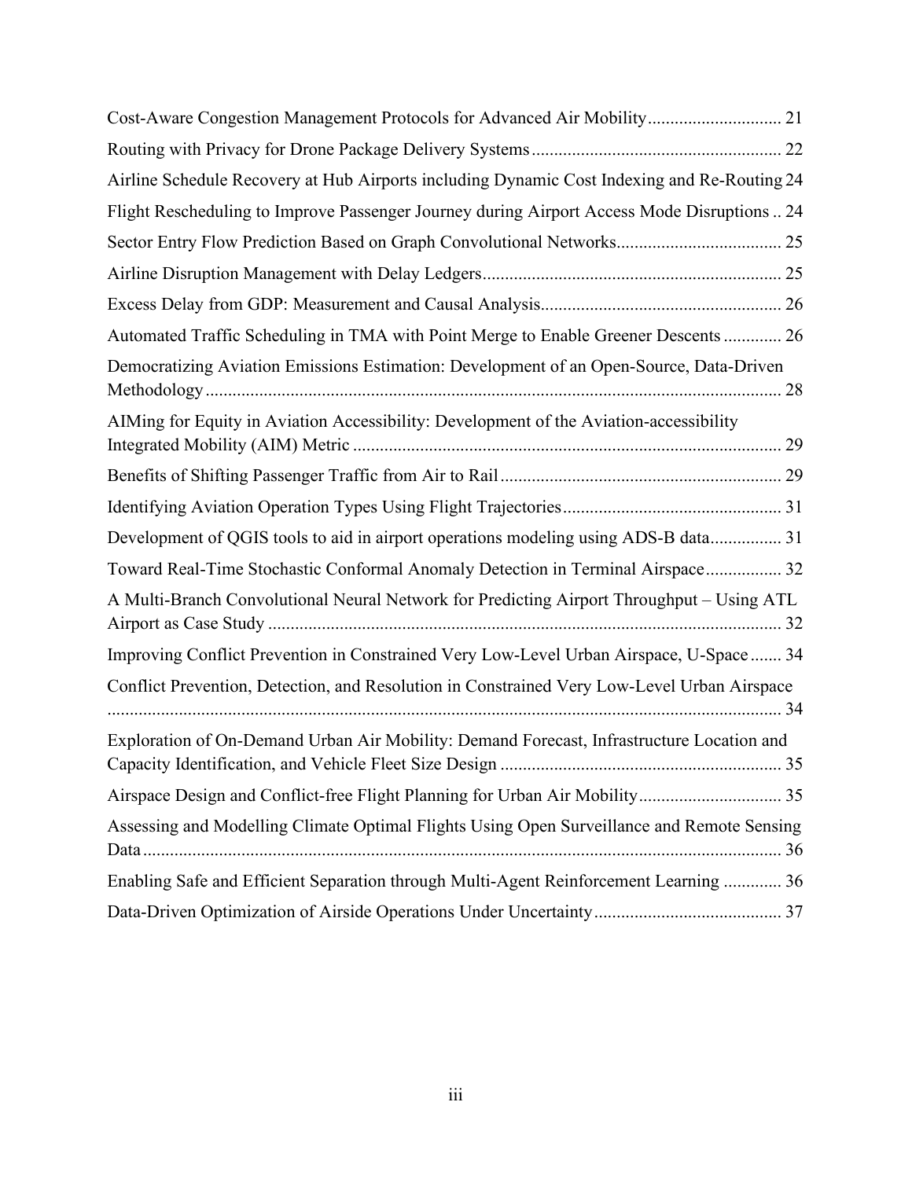Cost-Aware Congestion Management Protocols for Advanced Air Mobility ............................. 21

Routing with Privacy for Drone Package Delivery Systems ........................................................ 22

Airline Schedule Recovery at Hub Airports including Dynamic Cost Indexing and Re-Routing 24

Flight Rescheduling to Improve Passenger Journey during Airport Access Mode Disruptions .. 24

Sector Entry Flow Prediction Based on Graph Convolutional Networks..................................... 25

Airline Disruption Management with Delay Ledgers.................................................................. 25

Excess Delay from GDP: Measurement and Causal Analysis...................................................... 26

Automated Traffic Scheduling in TMA with Point Merge to Enable Greener Descents ............. 26

Democratizing Aviation Emissions Estimation: Development of an Open-Source, Data-Driven Methodology ................................................................................................................................ 28

AIMing for Equity in Aviation Accessibility: Development of the Aviation-accessibility Integrated Mobility (AIM) Metric ............................................................................................... 29

Benefits of Shifting Passenger Traffic from Air to Rail .............................................................. 29

Identifying Aviation Operation Types Using Flight Trajectories ................................................ 31

Development of QGIS tools to aid in airport operations modeling using ADS-B data................ 31

Toward Real-Time Stochastic Conformal Anomaly Detection in Terminal Airspace................. 32

A Multi-Branch Convolutional Neural Network for Predicting Airport Throughput – Using ATL Airport as Case Study .................................................................................................................. 32

Improving Conflict Prevention in Constrained Very Low-Level Urban Airspace, U-Space ....... 34

Conflict Prevention, Detection, and Resolution in Constrained Very Low-Level Urban Airspace ...................................................................................................................................................... 34

Exploration of On-Demand Urban Air Mobility: Demand Forecast, Infrastructure Location and Capacity Identification, and Vehicle Fleet Size Design .............................................................. 35

Airspace Design and Conflict-free Flight Planning for Urban Air Mobility ................................ 35

Assessing and Modelling Climate Optimal Flights Using Open Surveillance and Remote Sensing Data ............................................................................................................................................. 36

Enabling Safe and Efficient Separation through Multi-Agent Reinforcement Learning ............. 36

Data-Driven Optimization of Airside Operations Under Uncertainty .......................................... 37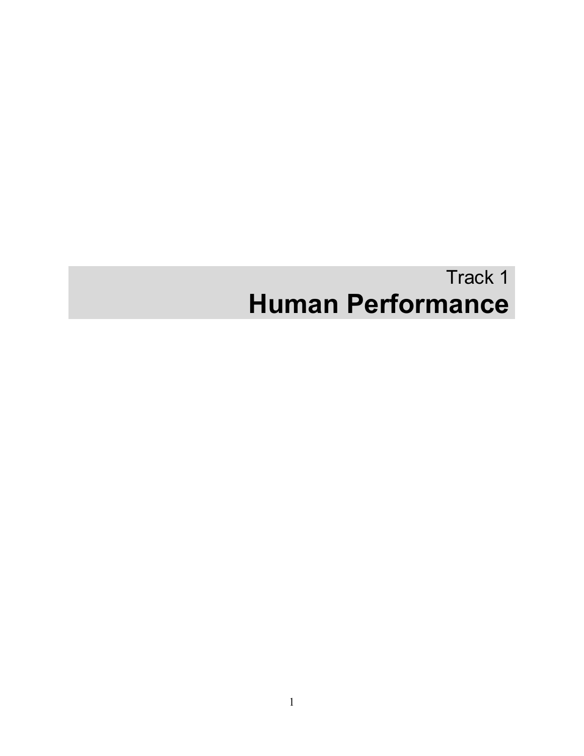Track 1

# Human Performance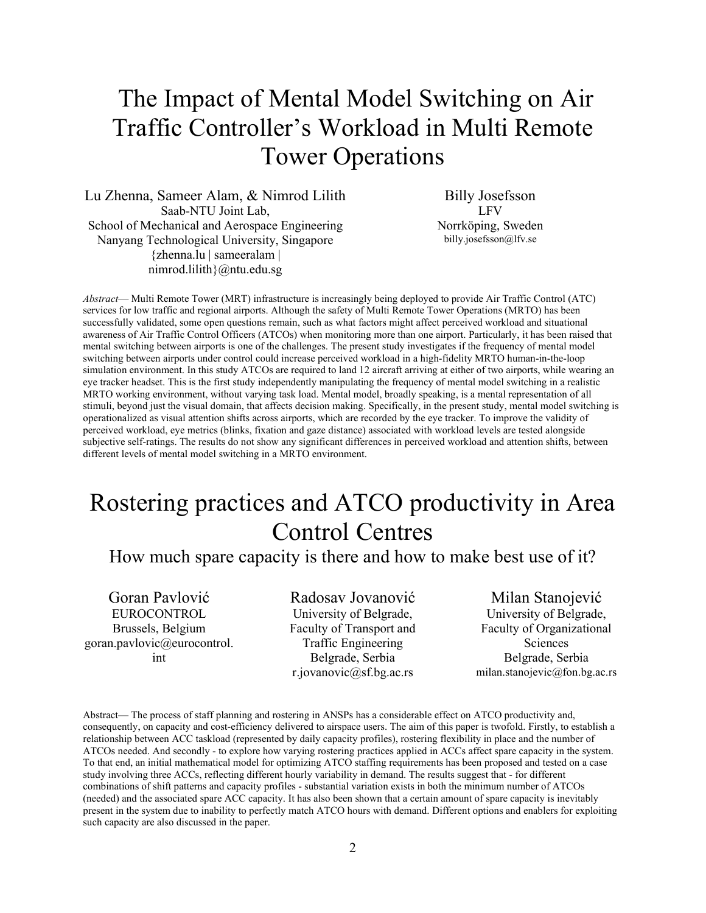# The Impact of Mental Model Switching on Air Traffic Controller's Workload in Multi Remote Tower Operations

Lu Zhenna, Sameer Alam, & Nimrod Lilith
Saab-NTU Joint Lab,
School of Mechanical and Aerospace Engineering
Nanyang Technological University, Singapore
{zhenna.lu | sameeralam | nimrod.lilith}@ntu.edu.sg

Billy Josefsson
LFV
Norrköping, Sweden
billy.josefsson@lfv.se

*Abstract*— Multi Remote Tower (MRT) infrastructure is increasingly being deployed to provide Air Traffic Control (ATC) services for low traffic and regional airports. Although the safety of Multi Remote Tower Operations (MRTO) has been successfully validated, some open questions remain, such as what factors might affect perceived workload and situational awareness of Air Traffic Control Officers (ATCOs) when monitoring more than one airport. Particularly, it has been raised that mental switching between airports is one of the challenges. The present study investigates if the frequency of mental model switching between airports under control could increase perceived workload in a high-fidelity MRTO human-in-the-loop simulation environment. In this study ATCOs are required to land 12 aircraft arriving at either of two airports, while wearing an eye tracker headset. This is the first study independently manipulating the frequency of mental model switching in a realistic MRTO working environment, without varying task load. Mental model, broadly speaking, is a mental representation of all stimuli, beyond just the visual domain, that affects decision making. Specifically, in the present study, mental model switching is operationalized as visual attention shifts across airports, which are recorded by the eye tracker. To improve the validity of perceived workload, eye metrics (blinks, fixation and gaze distance) associated with workload levels are tested alongside subjective self-ratings. The results do not show any significant differences in perceived workload and attention shifts, between different levels of mental model switching in a MRTO environment.

# Rostering practices and ATCO productivity in Area Control Centres

## How much spare capacity is there and how to make best use of it?

Goran Pavlović
EUROCONTROL
Brussels, Belgium
goran.pavlovic@eurocontrol.int

Radosav Jovanović
University of Belgrade,
Faculty of Transport and Traffic Engineering
Belgrade, Serbia
r.jovanovic@sf.bg.ac.rs

Milan Stanojević
University of Belgrade,
Faculty of Organizational Sciences
Belgrade, Serbia
milan.stanojevic@fon.bg.ac.rs

Abstract— The process of staff planning and rostering in ANSPs has a considerable effect on ATCO productivity and, consequently, on capacity and cost-efficiency delivered to airspace users. The aim of this paper is twofold. Firstly, to establish a relationship between ACC taskload (represented by daily capacity profiles), rostering flexibility in place and the number of ATCOs needed. And secondly - to explore how varying rostering practices applied in ACCs affect spare capacity in the system. To that end, an initial mathematical model for optimizing ATCO staffing requirements has been proposed and tested on a case study involving three ACCs, reflecting different hourly variability in demand. The results suggest that - for different combinations of shift patterns and capacity profiles - substantial variation exists in both the minimum number of ATCOs (needed) and the associated spare ACC capacity. It has also been shown that a certain amount of spare capacity is inevitably present in the system due to inability to perfectly match ATCO hours with demand. Different options and enablers for exploiting such capacity are also discussed in the paper.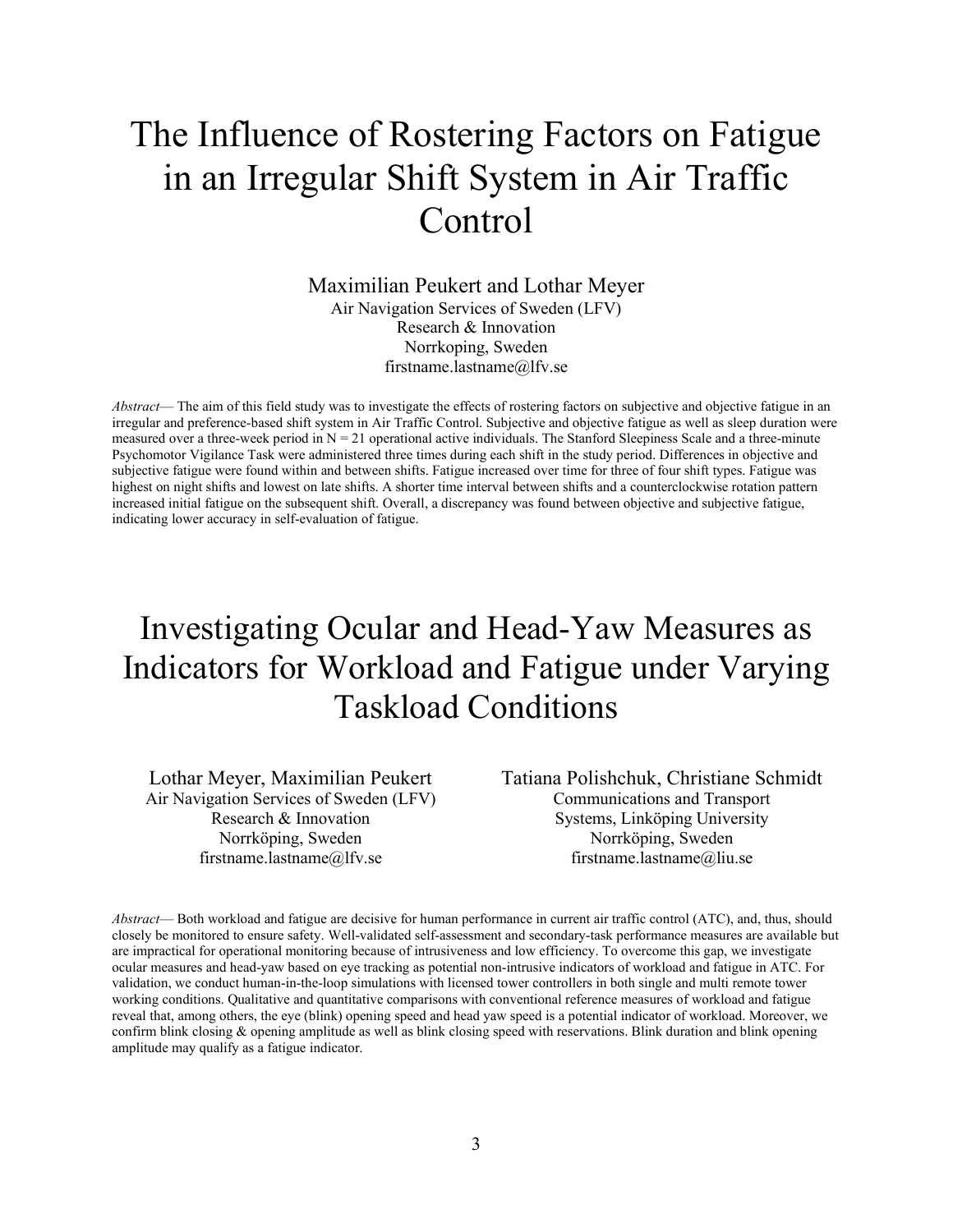# The Influence of Rostering Factors on Fatigue in an Irregular Shift System in Air Traffic Control

Maximilian Peukert and Lothar Meyer
Air Navigation Services of Sweden (LFV)
Research & Innovation
Norrkoping, Sweden
firstname.lastname@lfv.se

*Abstract*— The aim of this field study was to investigate the effects of rostering factors on subjective and objective fatigue in an irregular and preference-based shift system in Air Traffic Control. Subjective and objective fatigue as well as sleep duration were measured over a three-week period in N = 21 operational active individuals. The Stanford Sleepiness Scale and a three-minute Psychomotor Vigilance Task were administered three times during each shift in the study period. Differences in objective and subjective fatigue were found within and between shifts. Fatigue increased over time for three of four shift types. Fatigue was highest on night shifts and lowest on late shifts. A shorter time interval between shifts and a counterclockwise rotation pattern increased initial fatigue on the subsequent shift. Overall, a discrepancy was found between objective and subjective fatigue, indicating lower accuracy in self-evaluation of fatigue.

# Investigating Ocular and Head-Yaw Measures as Indicators for Workload and Fatigue under Varying Taskload Conditions

Lothar Meyer, Maximilian Peukert
Air Navigation Services of Sweden (LFV)
Research & Innovation
Norrköping, Sweden
firstname.lastname@lfv.se

Tatiana Polishchuk, Christiane Schmidt
Communications and Transport Systems, Linköping University
Norrköping, Sweden
firstname.lastname@liu.se

*Abstract*— Both workload and fatigue are decisive for human performance in current air traffic control (ATC), and, thus, should closely be monitored to ensure safety. Well-validated self-assessment and secondary-task performance measures are available but are impractical for operational monitoring because of intrusiveness and low efficiency. To overcome this gap, we investigate ocular measures and head-yaw based on eye tracking as potential non-intrusive indicators of workload and fatigue in ATC. For validation, we conduct human-in-the-loop simulations with licensed tower controllers in both single and multi remote tower working conditions. Qualitative and quantitative comparisons with conventional reference measures of workload and fatigue reveal that, among others, the eye (blink) opening speed and head yaw speed is a potential indicator of workload. Moreover, we confirm blink closing & opening amplitude as well as blink closing speed with reservations. Blink duration and blink opening amplitude may qualify as a fatigue indicator.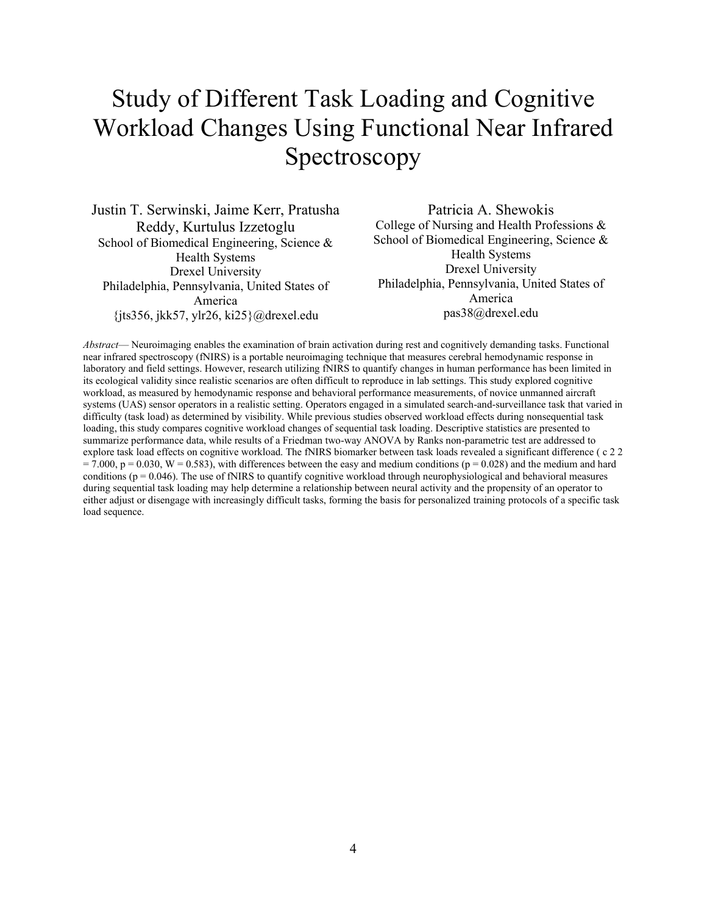# Study of Different Task Loading and Cognitive Workload Changes Using Functional Near Infrared Spectroscopy

Justin T. Serwinski, Jaime Kerr, Pratusha Reddy, Kurtulus Izzetoglu
School of Biomedical Engineering, Science & Health Systems
Drexel University
Philadelphia, Pennsylvania, United States of America
{jts356, jkk57, ylr26, ki25}@drexel.edu

Patricia A. Shewokis
College of Nursing and Health Professions & School of Biomedical Engineering, Science & Health Systems
Drexel University
Philadelphia, Pennsylvania, United States of America
pas38@drexel.edu

*Abstract*— Neuroimaging enables the examination of brain activation during rest and cognitively demanding tasks. Functional near infrared spectroscopy (fNIRS) is a portable neuroimaging technique that measures cerebral hemodynamic response in laboratory and field settings. However, research utilizing fNIRS to quantify changes in human performance has been limited in its ecological validity since realistic scenarios are often difficult to reproduce in lab settings. This study explored cognitive workload, as measured by hemodynamic response and behavioral performance measurements, of novice unmanned aircraft systems (UAS) sensor operators in a realistic setting. Operators engaged in a simulated search-and-surveillance task that varied in difficulty (task load) as determined by visibility. While previous studies observed workload effects during nonsequential task loading, this study compares cognitive workload changes of sequential task loading. Descriptive statistics are presented to summarize performance data, while results of a Friedman two-way ANOVA by Ranks non-parametric test are addressed to explore task load effects on cognitive workload. The fNIRS biomarker between task loads revealed a significant difference ( $\chi^2_2 = 7.000$, $p = 0.030$, $W = 0.583$), with differences between the easy and medium conditions ($p = 0.028$) and the medium and hard conditions ($p = 0.046$). The use of fNIRS to quantify cognitive workload through neurophysiological and behavioral measures during sequential task loading may help determine a relationship between neural activity and the propensity of an operator to either adjust or disengage with increasingly difficult tasks, forming the basis for personalized training protocols of a specific task load sequence.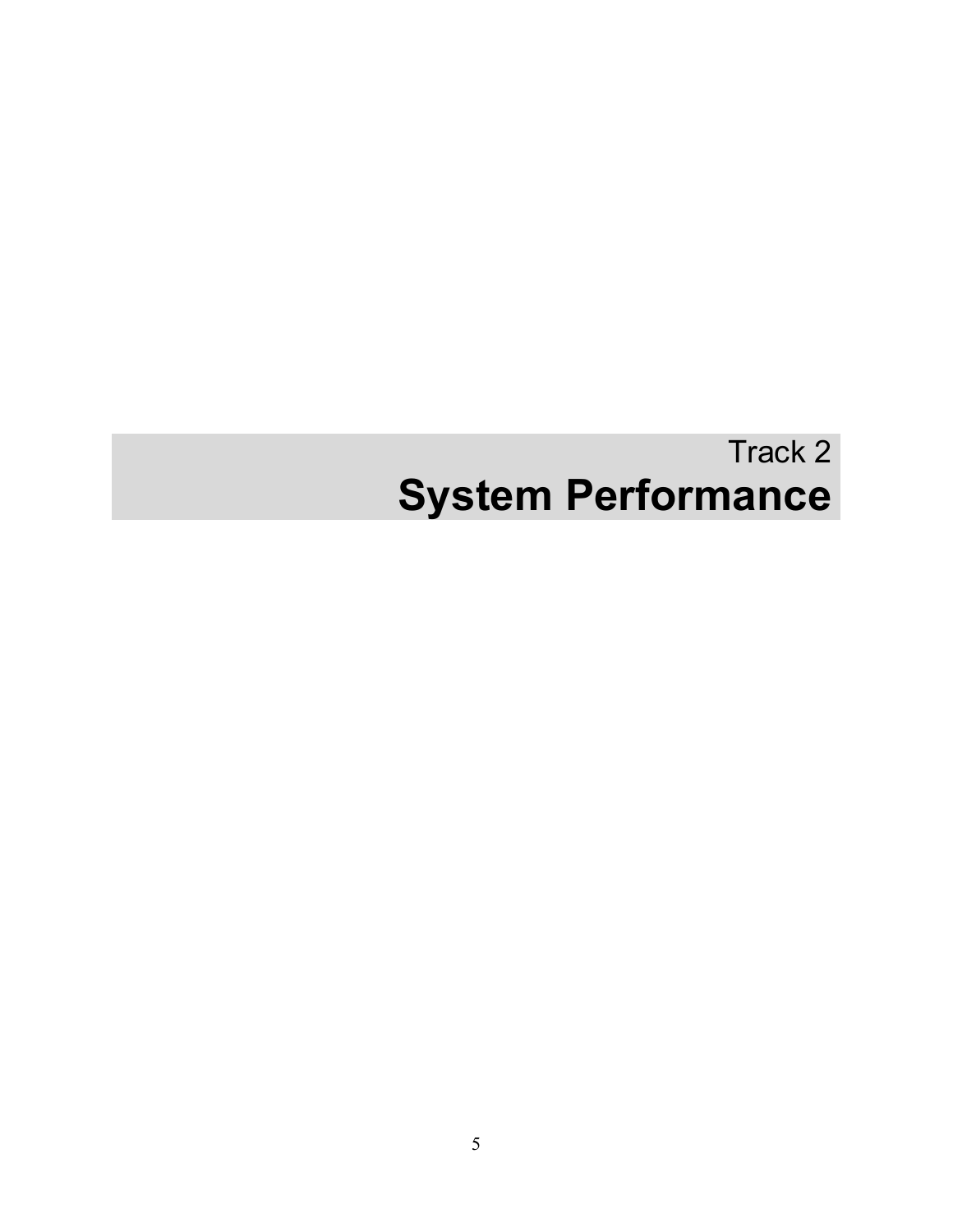# Track 2

# System Performance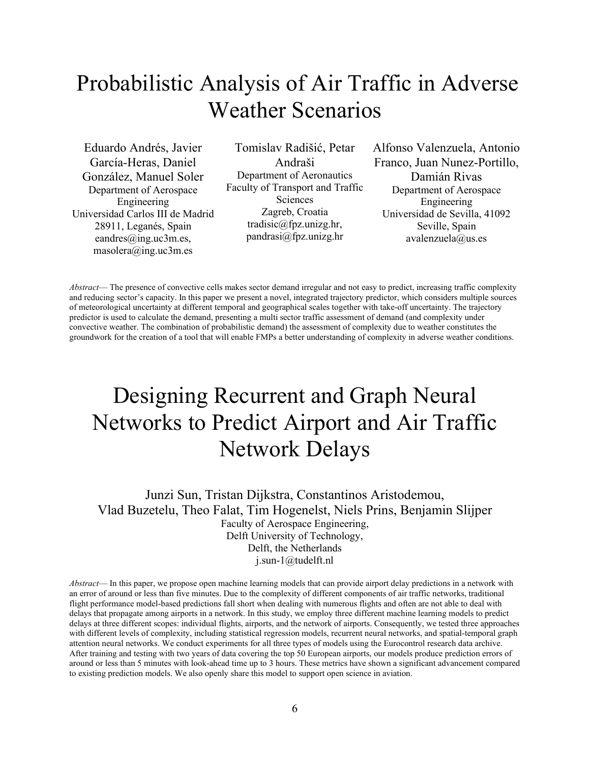# Probabilistic Analysis of Air Traffic in Adverse Weather Scenarios

Eduardo Andrés, Javier García-Heras, Daniel González, Manuel Soler
Department of Aerospace Engineering
Universidad Carlos III de Madrid
28911, Leganés, Spain
eandres@ing.uc3m.es,
masolera@ing.uc3m.es

Tomislav Radišić, Petar Andraši
Department of Aeronautics
Faculty of Transport and Traffic Sciences
Zagreb, Croatia
tradisic@fpz.unizg.hr,
pandrasi@fpz.unizg.hr

Alfonso Valenzuela, Antonio Franco, Juan Nunez-Portillo, Damián Rivas
Department of Aerospace Engineering
Universidad de Sevilla, 41092
Seville, Spain
avalenzuela@us.es

*Abstract*— The presence of convective cells makes sector demand irregular and not easy to predict, increasing traffic complexity and reducing sector's capacity. In this paper we present a novel, integrated trajectory predictor, which considers multiple sources of meteorological uncertainty at different temporal and geographical scales together with take-off uncertainty. The trajectory predictor is used to calculate the demand, presenting a multi sector traffic assessment of demand (and complexity under convective weather. The combination of probabilistic demand) the assessment of complexity due to weather constitutes the groundwork for the creation of a tool that will enable FMPs a better understanding of complexity in adverse weather conditions.

# Designing Recurrent and Graph Neural Networks to Predict Airport and Air Traffic Network Delays

Junzi Sun, Tristan Dijkstra, Constantinos Aristodemou, Vlad Buzetelu, Theo Falat, Tim Hogenelst, Niels Prins, Benjamin Slijper
Faculty of Aerospace Engineering,
Delft University of Technology,
Delft, the Netherlands
j.sun-1@tudelft.nl

*Abstract*— In this paper, we propose open machine learning models that can provide airport delay predictions in a network with an error of around or less than five minutes. Due to the complexity of different components of air traffic networks, traditional flight performance model-based predictions fall short when dealing with numerous flights and often are not able to deal with delays that propagate among airports in a network. In this study, we employ three different machine learning models to predict delays at three different scopes: individual flights, airports, and the network of airports. Consequently, we tested three approaches with different levels of complexity, including statistical regression models, recurrent neural networks, and spatial-temporal graph attention neural networks. We conduct experiments for all three types of models using the Eurocontrol research data archive. After training and testing with two years of data covering the top 50 European airports, our models produce prediction errors of around or less than 5 minutes with look-ahead time up to 3 hours. These metrics have shown a significant advancement compared to existing prediction models. We also openly share this model to support open science in aviation.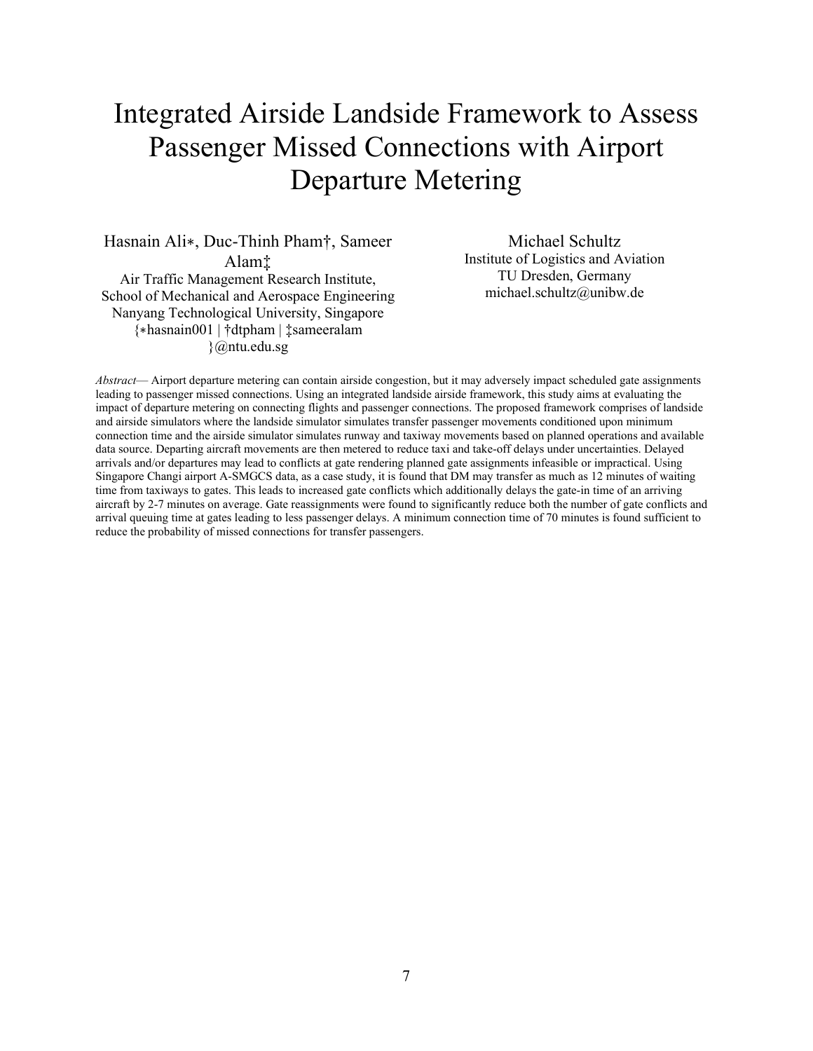# Integrated Airside Landside Framework to Assess Passenger Missed Connections with Airport Departure Metering

Hasnain Ali∗, Duc-Thinh Pham†, Sameer Alam‡
Air Traffic Management Research Institute,
School of Mechanical and Aerospace Engineering
Nanyang Technological University, Singapore
{∗hasnain001 | †dtpham | ‡sameeralam }@ntu.edu.sg

Michael Schultz
Institute of Logistics and Aviation
TU Dresden, Germany
michael.schultz@unibw.de

*Abstract*— Airport departure metering can contain airside congestion, but it may adversely impact scheduled gate assignments leading to passenger missed connections. Using an integrated landside airside framework, this study aims at evaluating the impact of departure metering on connecting flights and passenger connections. The proposed framework comprises of landside and airside simulators where the landside simulator simulates transfer passenger movements conditioned upon minimum connection time and the airside simulator simulates runway and taxiway movements based on planned operations and available data source. Departing aircraft movements are then metered to reduce taxi and take-off delays under uncertainties. Delayed arrivals and/or departures may lead to conflicts at gate rendering planned gate assignments infeasible or impractical. Using Singapore Changi airport A-SMGCS data, as a case study, it is found that DM may transfer as much as 12 minutes of waiting time from taxiways to gates. This leads to increased gate conflicts which additionally delays the gate-in time of an arriving aircraft by 2-7 minutes on average. Gate reassignments were found to significantly reduce both the number of gate conflicts and arrival queuing time at gates leading to less passenger delays. A minimum connection time of 70 minutes is found sufficient to reduce the probability of missed connections for transfer passengers.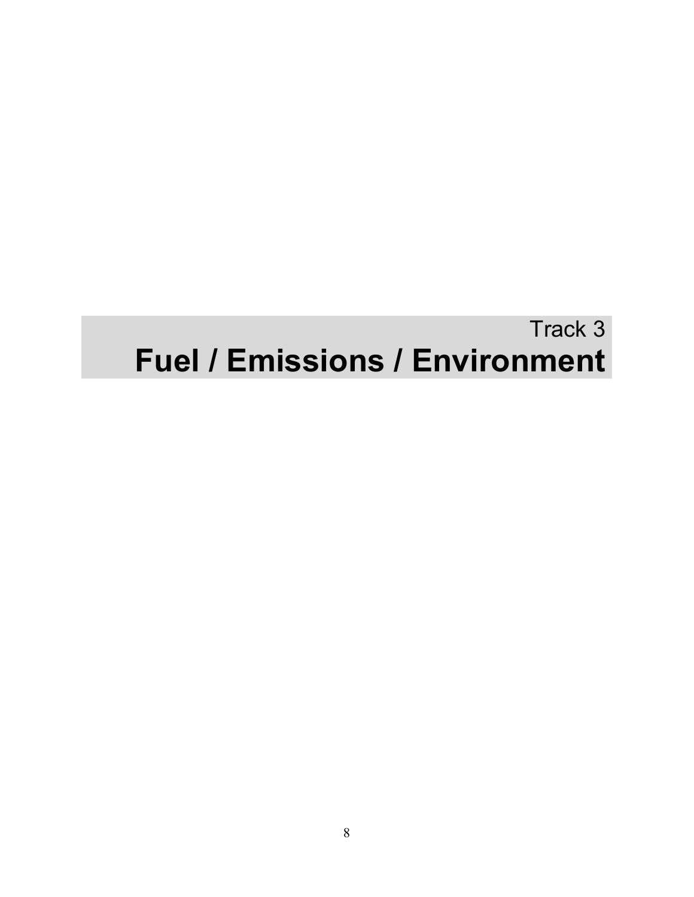Track 3

# Fuel / Emissions / Environment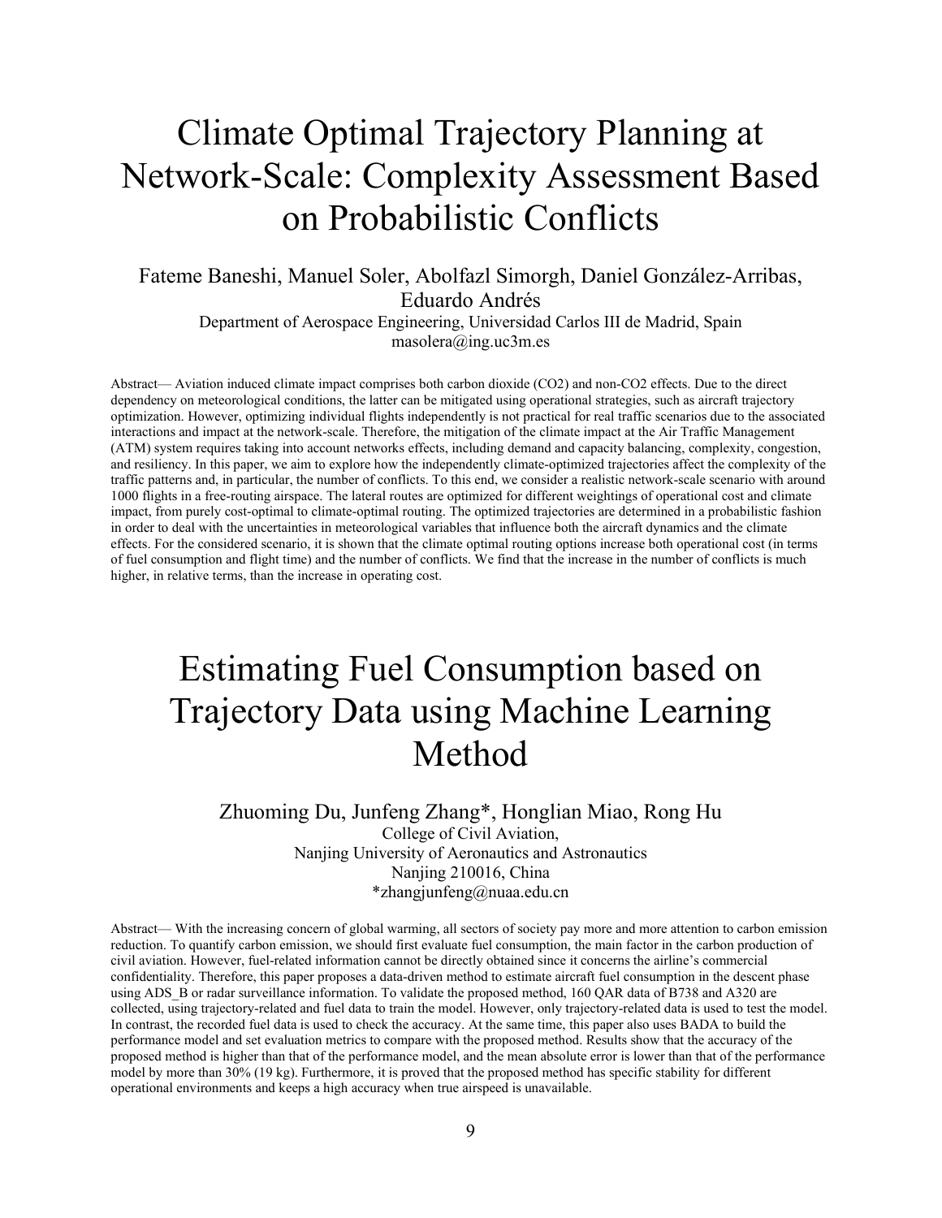# Climate Optimal Trajectory Planning at Network-Scale: Complexity Assessment Based on Probabilistic Conflicts

Fateme Baneshi, Manuel Soler, Abolfazl Simorgh, Daniel González-Arribas, Eduardo Andrés

Department of Aerospace Engineering, Universidad Carlos III de Madrid, Spain

masolera@ing.uc3m.es

Abstract— Aviation induced climate impact comprises both carbon dioxide (CO2) and non-CO2 effects. Due to the direct dependency on meteorological conditions, the latter can be mitigated using operational strategies, such as aircraft trajectory optimization. However, optimizing individual flights independently is not practical for real traffic scenarios due to the associated interactions and impact at the network-scale. Therefore, the mitigation of the climate impact at the Air Traffic Management (ATM) system requires taking into account networks effects, including demand and capacity balancing, complexity, congestion, and resiliency. In this paper, we aim to explore how the independently climate-optimized trajectories affect the complexity of the traffic patterns and, in particular, the number of conflicts. To this end, we consider a realistic network-scale scenario with around 1000 flights in a free-routing airspace. The lateral routes are optimized for different weightings of operational cost and climate impact, from purely cost-optimal to climate-optimal routing. The optimized trajectories are determined in a probabilistic fashion in order to deal with the uncertainties in meteorological variables that influence both the aircraft dynamics and the climate effects. For the considered scenario, it is shown that the climate optimal routing options increase both operational cost (in terms of fuel consumption and flight time) and the number of conflicts. We find that the increase in the number of conflicts is much higher, in relative terms, than the increase in operating cost.

# Estimating Fuel Consumption based on Trajectory Data using Machine Learning Method

Zhuoming Du, Junfeng Zhang*, Honglian Miao, Rong Hu

College of Civil Aviation,
Nanjing University of Aeronautics and Astronautics
Nanjing 210016, China
*zhangjunfeng@nuaa.edu.cn

Abstract— With the increasing concern of global warming, all sectors of society pay more and more attention to carbon emission reduction. To quantify carbon emission, we should first evaluate fuel consumption, the main factor in the carbon production of civil aviation. However, fuel-related information cannot be directly obtained since it concerns the airline's commercial confidentiality. Therefore, this paper proposes a data-driven method to estimate aircraft fuel consumption in the descent phase using ADS_B or radar surveillance information. To validate the proposed method, 160 QAR data of B738 and A320 are collected, using trajectory-related and fuel data to train the model. However, only trajectory-related data is used to test the model. In contrast, the recorded fuel data is used to check the accuracy. At the same time, this paper also uses BADA to build the performance model and set evaluation metrics to compare with the proposed method. Results show that the accuracy of the proposed method is higher than that of the performance model, and the mean absolute error is lower than that of the performance model by more than 30% (19 kg). Furthermore, it is proved that the proposed method has specific stability for different operational environments and keeps a high accuracy when true airspeed is unavailable.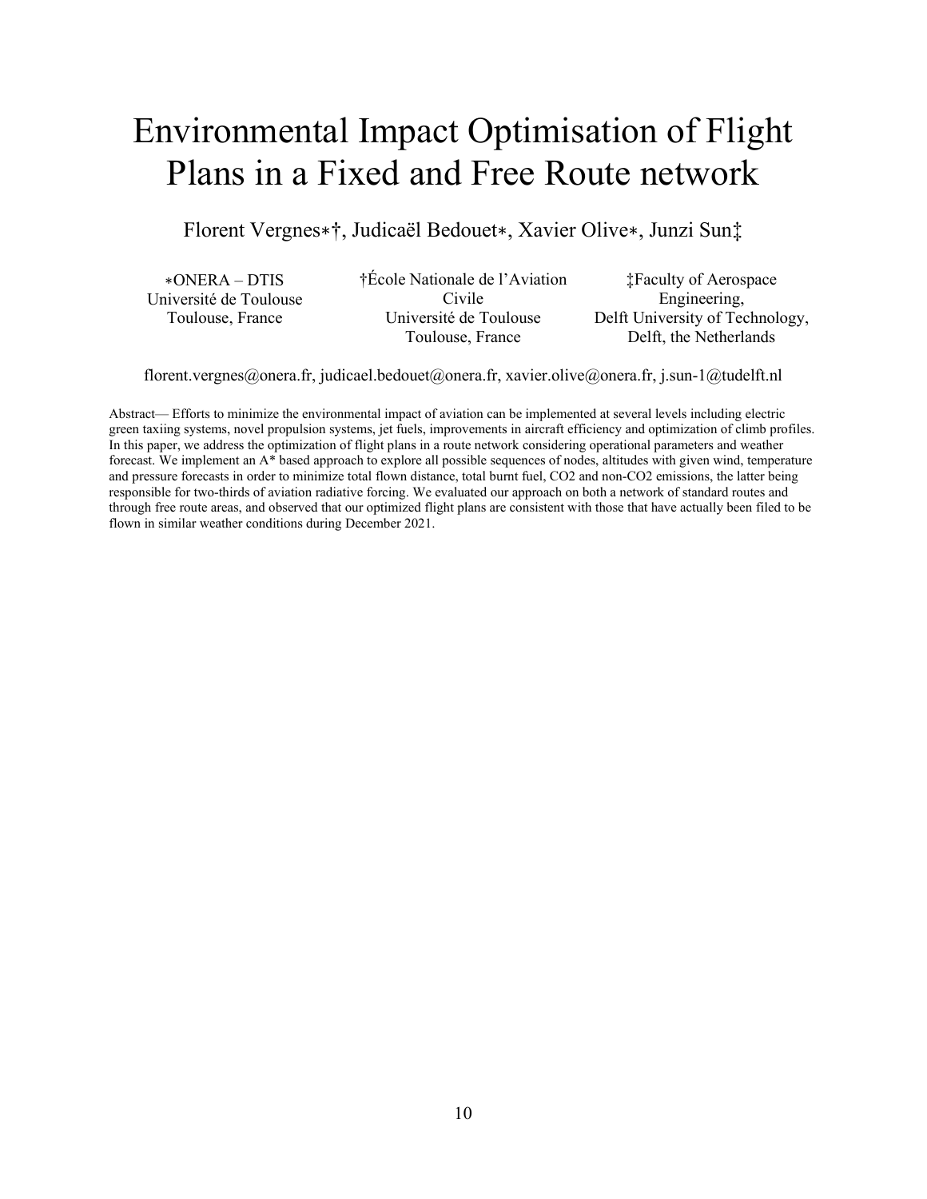# Environmental Impact Optimisation of Flight Plans in a Fixed and Free Route network

Florent Vergnes*†, Judicaël Bedouet*, Xavier Olive*, Junzi Sun‡

*ONERA – DTIS
Université de Toulouse
Toulouse, France

†École Nationale de l'Aviation Civile
Université de Toulouse
Toulouse, France

‡Faculty of Aerospace Engineering,
Delft University of Technology,
Delft, the Netherlands

florent.vergnes@onera.fr, judicael.bedouet@onera.fr, xavier.olive@onera.fr, j.sun-1@tudelft.nl

Abstract— Efforts to minimize the environmental impact of aviation can be implemented at several levels including electric green taxiing systems, novel propulsion systems, jet fuels, improvements in aircraft efficiency and optimization of climb profiles. In this paper, we address the optimization of flight plans in a route network considering operational parameters and weather forecast. We implement an A* based approach to explore all possible sequences of nodes, altitudes with given wind, temperature and pressure forecasts in order to minimize total flown distance, total burnt fuel, CO2 and non-CO2 emissions, the latter being responsible for two-thirds of aviation radiative forcing. We evaluated our approach on both a network of standard routes and through free route areas, and observed that our optimized flight plans are consistent with those that have actually been filed to be flown in similar weather conditions during December 2021.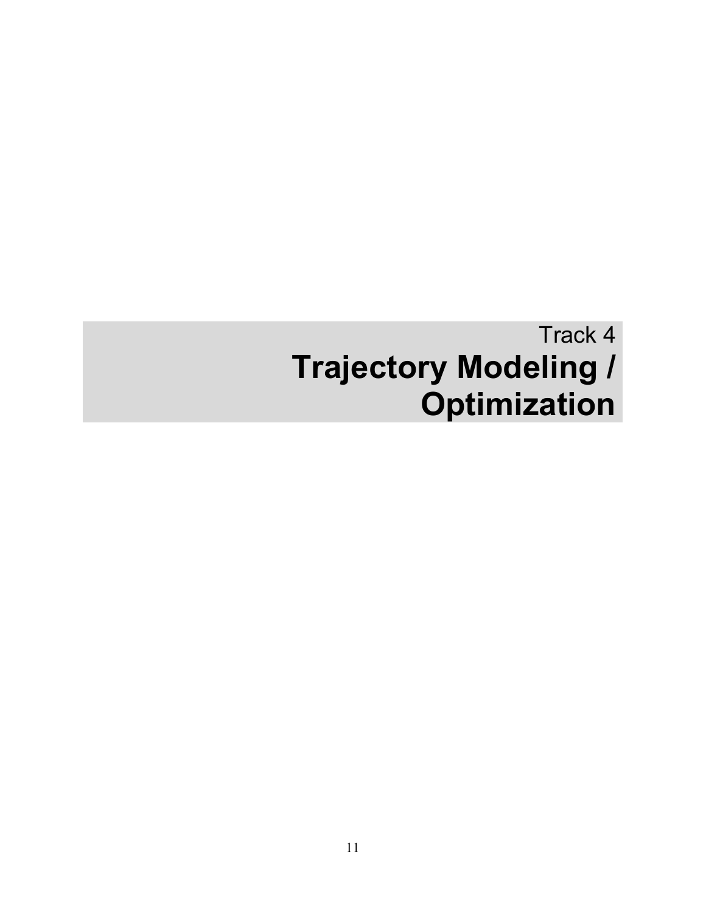Track 4

# Trajectory Modeling / Optimization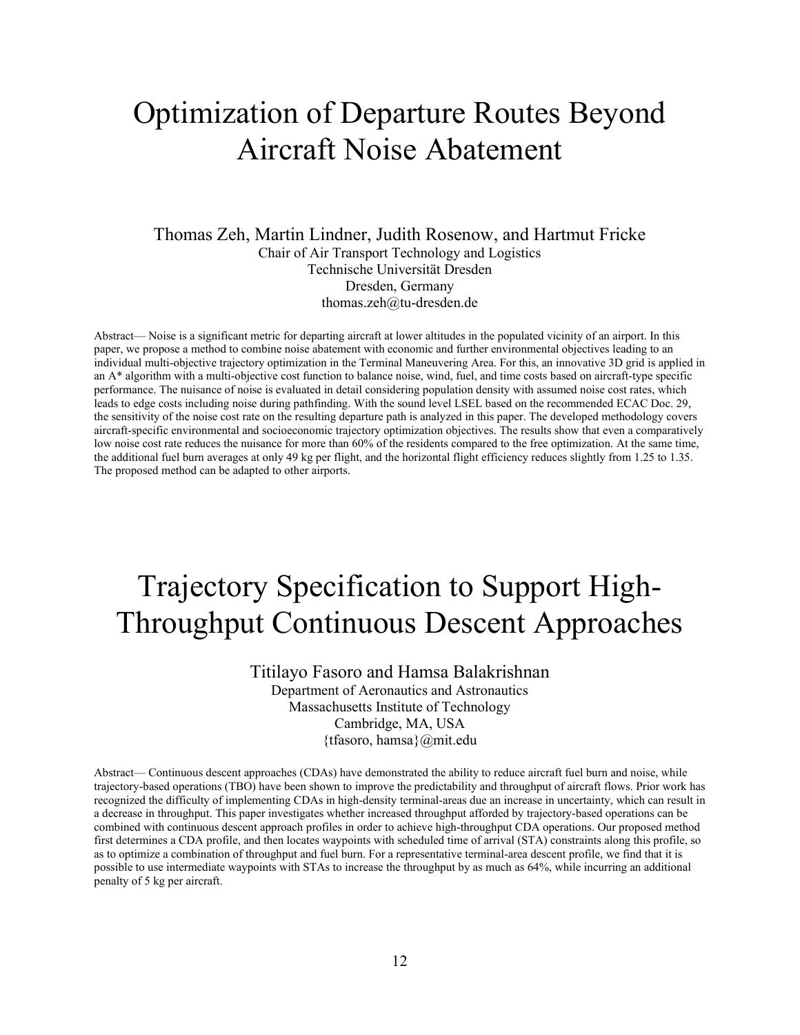# Optimization of Departure Routes Beyond Aircraft Noise Abatement

Thomas Zeh, Martin Lindner, Judith Rosenow, and Hartmut Fricke
Chair of Air Transport Technology and Logistics
Technische Universität Dresden
Dresden, Germany
thomas.zeh@tu-dresden.de

Abstract— Noise is a significant metric for departing aircraft at lower altitudes in the populated vicinity of an airport. In this paper, we propose a method to combine noise abatement with economic and further environmental objectives leading to an individual multi-objective trajectory optimization in the Terminal Maneuvering Area. For this, an innovative 3D grid is applied in an A* algorithm with a multi-objective cost function to balance noise, wind, fuel, and time costs based on aircraft-type specific performance. The nuisance of noise is evaluated in detail considering population density with assumed noise cost rates, which leads to edge costs including noise during pathfinding. With the sound level LSEL based on the recommended ECAC Doc. 29, the sensitivity of the noise cost rate on the resulting departure path is analyzed in this paper. The developed methodology covers aircraft-specific environmental and socioeconomic trajectory optimization objectives. The results show that even a comparatively low noise cost rate reduces the nuisance for more than 60% of the residents compared to the free optimization. At the same time, the additional fuel burn averages at only 49 kg per flight, and the horizontal flight efficiency reduces slightly from 1.25 to 1.35. The proposed method can be adapted to other airports.

# Trajectory Specification to Support High-Throughput Continuous Descent Approaches

Titilayo Fasoro and Hamsa Balakrishnan
Department of Aeronautics and Astronautics
Massachusetts Institute of Technology
Cambridge, MA, USA
{tfasoro, hamsa}@mit.edu

Abstract— Continuous descent approaches (CDAs) have demonstrated the ability to reduce aircraft fuel burn and noise, while trajectory-based operations (TBO) have been shown to improve the predictability and throughput of aircraft flows. Prior work has recognized the difficulty of implementing CDAs in high-density terminal-areas due an increase in uncertainty, which can result in a decrease in throughput. This paper investigates whether increased throughput afforded by trajectory-based operations can be combined with continuous descent approach profiles in order to achieve high-throughput CDA operations. Our proposed method first determines a CDA profile, and then locates waypoints with scheduled time of arrival (STA) constraints along this profile, so as to optimize a combination of throughput and fuel burn. For a representative terminal-area descent profile, we find that it is possible to use intermediate waypoints with STAs to increase the throughput by as much as 64%, while incurring an additional penalty of 5 kg per aircraft.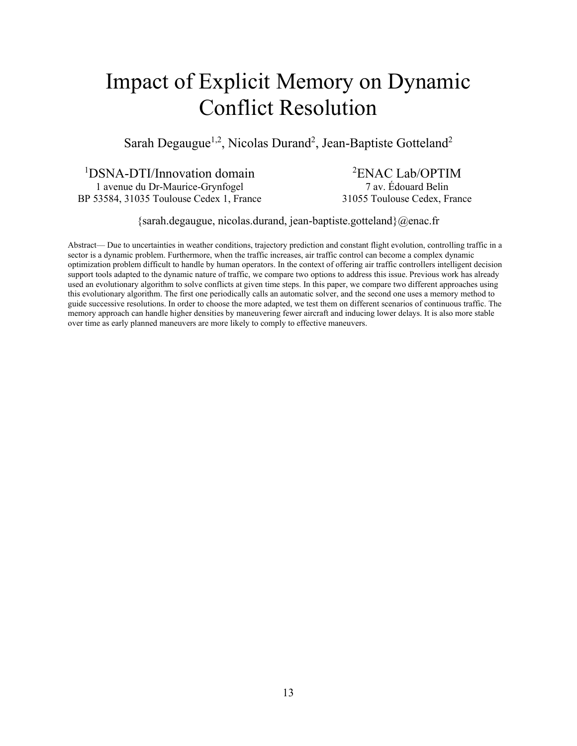# Impact of Explicit Memory on Dynamic Conflict Resolution

Sarah Degaugue[1,2], Nicolas Durand[2], Jean-Baptiste Gotteland[2]

[1]DSNA-DTI/Innovation domain
1 avenue du Dr-Maurice-Grynfogel
BP 53584, 31035 Toulouse Cedex 1, France

[2]ENAC Lab/OPTIM
7 av. Édouard Belin
31055 Toulouse Cedex, France

{sarah.degaugue, nicolas.durand, jean-baptiste.gotteland}@enac.fr

Abstract— Due to uncertainties in weather conditions, trajectory prediction and constant flight evolution, controlling traffic in a sector is a dynamic problem. Furthermore, when the traffic increases, air traffic control can become a complex dynamic optimization problem difficult to handle by human operators. In the context of offering air traffic controllers intelligent decision support tools adapted to the dynamic nature of traffic, we compare two options to address this issue. Previous work has already used an evolutionary algorithm to solve conflicts at given time steps. In this paper, we compare two different approaches using this evolutionary algorithm. The first one periodically calls an automatic solver, and the second one uses a memory method to guide successive resolutions. In order to choose the more adapted, we test them on different scenarios of continuous traffic. The memory approach can handle higher densities by maneuvering fewer aircraft and inducing lower delays. It is also more stable over time as early planned maneuvers are more likely to comply to effective maneuvers.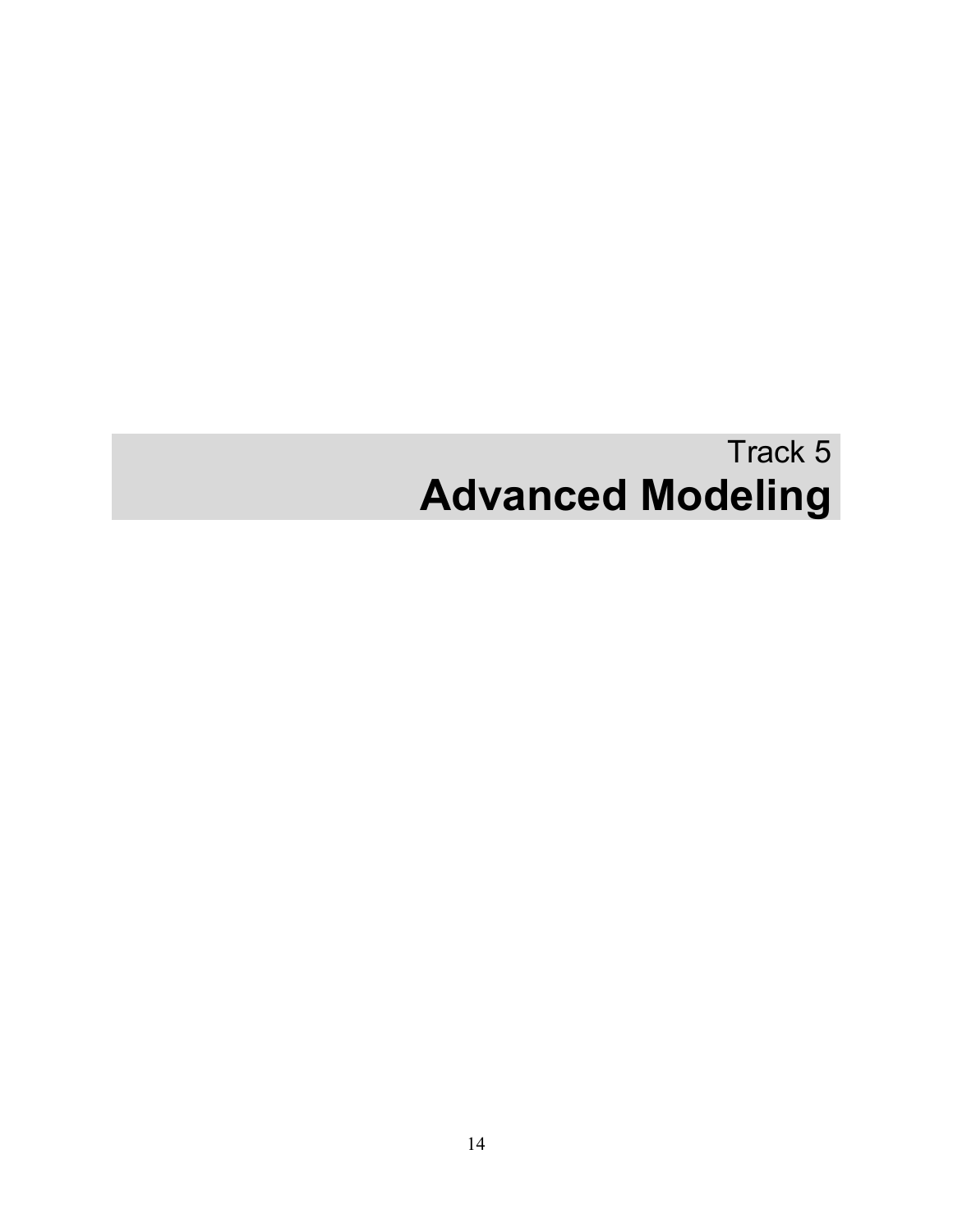Track 5

# Advanced Modeling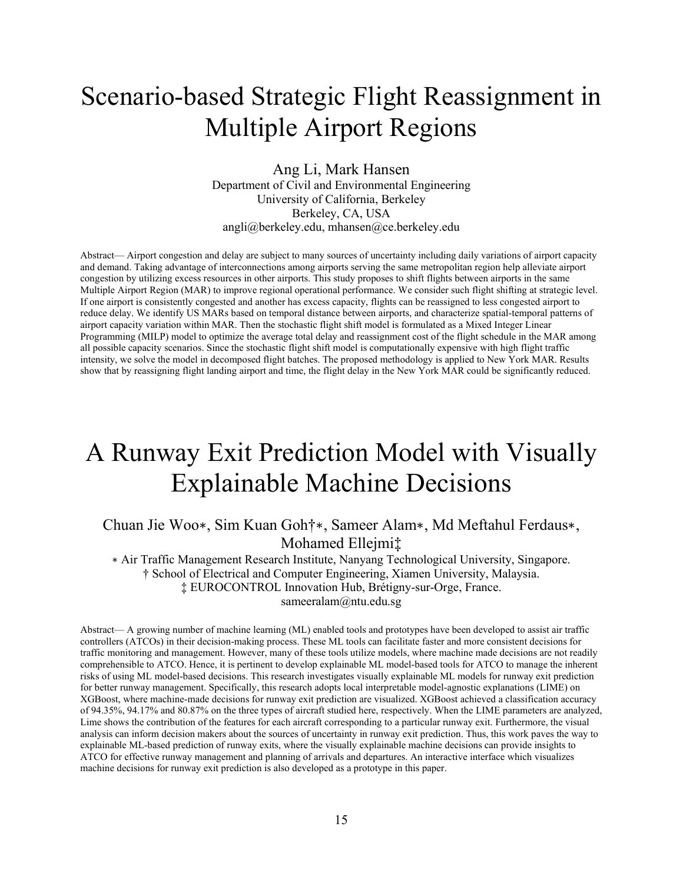# Scenario-based Strategic Flight Reassignment in Multiple Airport Regions

Ang Li, Mark Hansen
Department of Civil and Environmental Engineering
University of California, Berkeley
Berkeley, CA, USA
angli@berkeley.edu, mhansen@ce.berkeley.edu

Abstract— Airport congestion and delay are subject to many sources of uncertainty including daily variations of airport capacity and demand. Taking advantage of interconnections among airports serving the same metropolitan region help alleviate airport congestion by utilizing excess resources in other airports. This study proposes to shift flights between airports in the same Multiple Airport Region (MAR) to improve regional operational performance. We consider such flight shifting at strategic level. If one airport is consistently congested and another has excess capacity, flights can be reassigned to less congested airport to reduce delay. We identify US MARs based on temporal distance between airports, and characterize spatial-temporal patterns of airport capacity variation within MAR. Then the stochastic flight shift model is formulated as a Mixed Integer Linear Programming (MILP) model to optimize the average total delay and reassignment cost of the flight schedule in the MAR among all possible capacity scenarios. Since the stochastic flight shift model is computationally expensive with high flight traffic intensity, we solve the model in decomposed flight batches. The proposed methodology is applied to New York MAR. Results show that by reassigning flight landing airport and time, the flight delay in the New York MAR could be significantly reduced.

# A Runway Exit Prediction Model with Visually Explainable Machine Decisions

Chuan Jie Woo∗, Sim Kuan Goh†∗, Sameer Alam∗, Md Meftahul Ferdaus∗, Mohamed Ellejmi‡
∗ Air Traffic Management Research Institute, Nanyang Technological University, Singapore.
† School of Electrical and Computer Engineering, Xiamen University, Malaysia.
‡ EUROCONTROL Innovation Hub, Brétigny-sur-Orge, France.
sameeralam@ntu.edu.sg

Abstract— A growing number of machine learning (ML) enabled tools and prototypes have been developed to assist air traffic controllers (ATCOs) in their decision-making process. These ML tools can facilitate faster and more consistent decisions for traffic monitoring and management. However, many of these tools utilize models, where machine made decisions are not readily comprehensible to ATCO. Hence, it is pertinent to develop explainable ML model-based tools for ATCO to manage the inherent risks of using ML model-based decisions. This research investigates visually explainable ML models for runway exit prediction for better runway management. Specifically, this research adopts local interpretable model-agnostic explanations (LIME) on XGBoost, where machine-made decisions for runway exit prediction are visualized. XGBoost achieved a classification accuracy of 94.35%, 94.17% and 80.87% on the three types of aircraft studied here, respectively. When the LIME parameters are analyzed, Lime shows the contribution of the features for each aircraft corresponding to a particular runway exit. Furthermore, the visual analysis can inform decision makers about the sources of uncertainty in runway exit prediction. Thus, this work paves the way to explainable ML-based prediction of runway exits, where the visually explainable machine decisions can provide insights to ATCO for effective runway management and planning of arrivals and departures. An interactive interface which visualizes machine decisions for runway exit prediction is also developed as a prototype in this paper.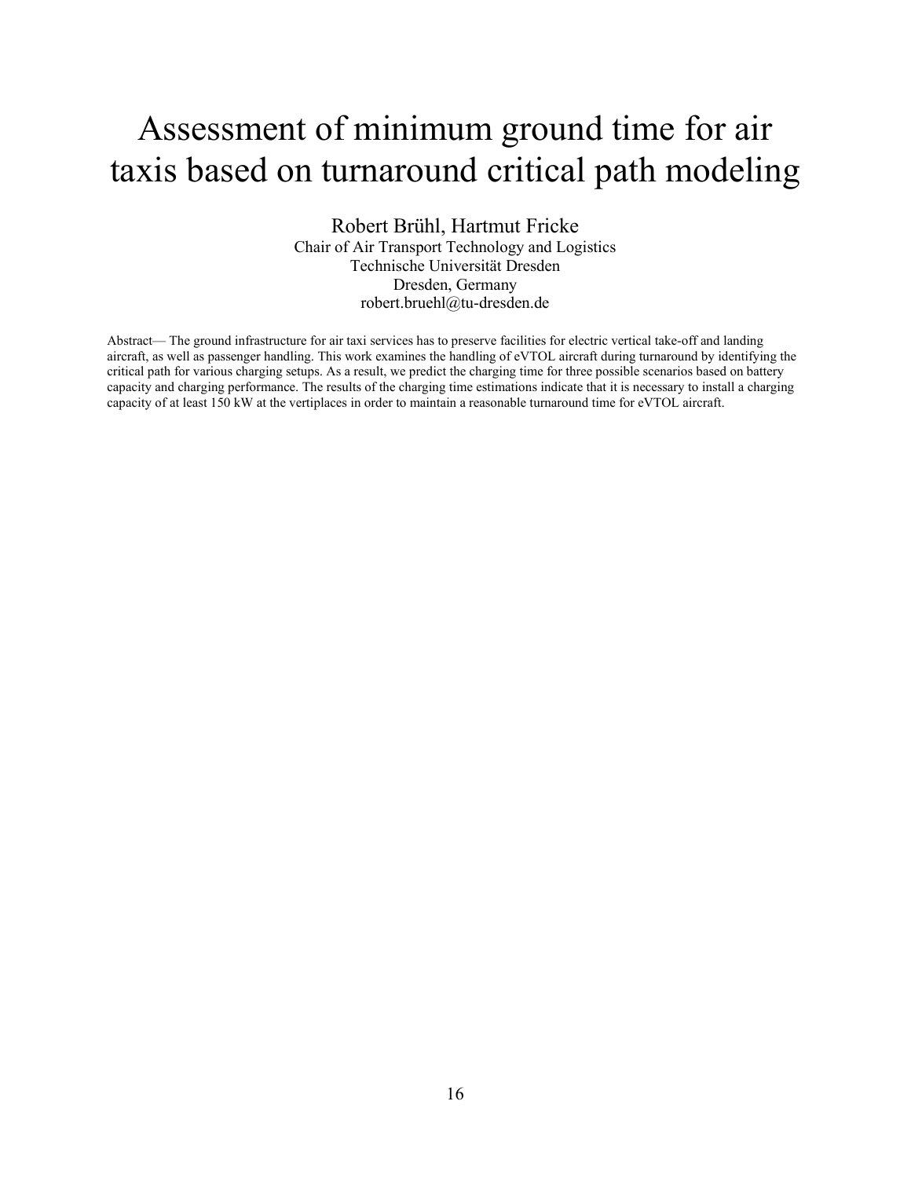# Assessment of minimum ground time for air taxis based on turnaround critical path modeling

Robert Brühl, Hartmut Fricke
Chair of Air Transport Technology and Logistics
Technische Universität Dresden
Dresden, Germany
robert.bruehl@tu-dresden.de

Abstract— The ground infrastructure for air taxi services has to preserve facilities for electric vertical take-off and landing aircraft, as well as passenger handling. This work examines the handling of eVTOL aircraft during turnaround by identifying the critical path for various charging setups. As a result, we predict the charging time for three possible scenarios based on battery capacity and charging performance. The results of the charging time estimations indicate that it is necessary to install a charging capacity of at least 150 kW at the vertiplaces in order to maintain a reasonable turnaround time for eVTOL aircraft.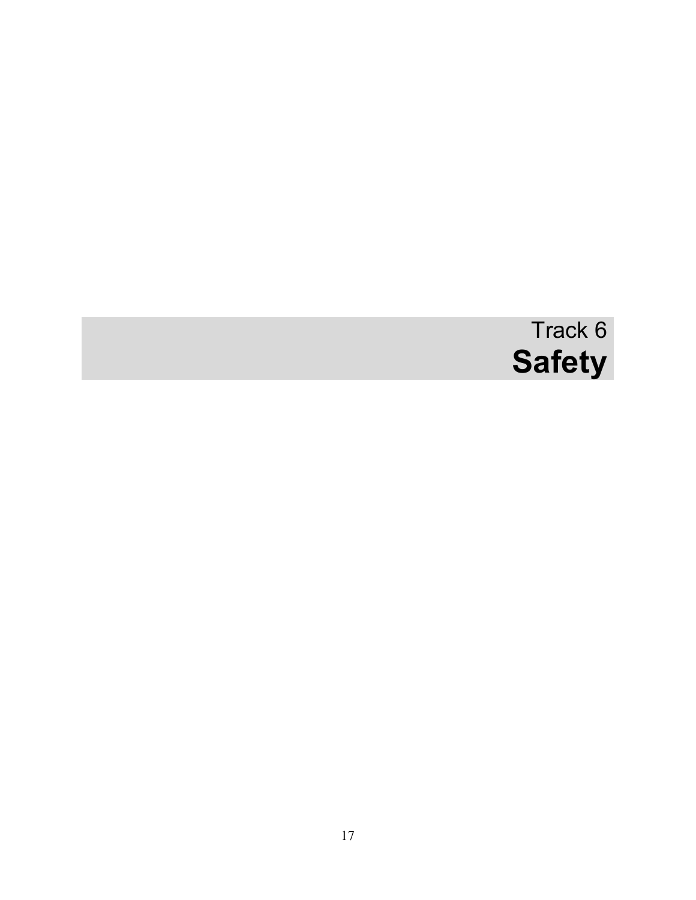Track 6

# Safety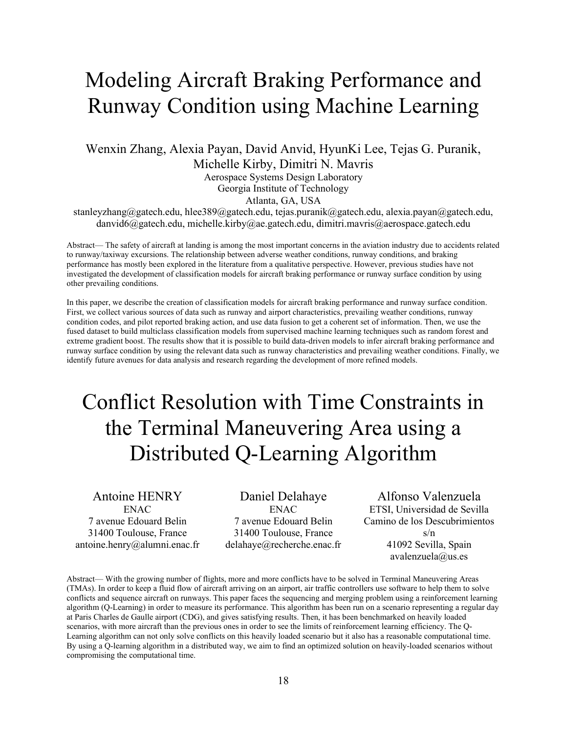# Modeling Aircraft Braking Performance and Runway Condition using Machine Learning

Wenxin Zhang, Alexia Payan, David Anvid, HyunKi Lee, Tejas G. Puranik, Michelle Kirby, Dimitri N. Mavris

Aerospace Systems Design Laboratory
Georgia Institute of Technology
Atlanta, GA, USA

stanleyzhang@gatech.edu, hlee389@gatech.edu, tejas.puranik@gatech.edu, alexia.payan@gatech.edu, danvid6@gatech.edu, michelle.kirby@ae.gatech.edu, dimitri.mavris@aerospace.gatech.edu

Abstract— The safety of aircraft at landing is among the most important concerns in the aviation industry due to accidents related to runway/taxiway excursions. The relationship between adverse weather conditions, runway conditions, and braking performance has mostly been explored in the literature from a qualitative perspective. However, previous studies have not investigated the development of classification models for aircraft braking performance or runway surface condition by using other prevailing conditions.

In this paper, we describe the creation of classification models for aircraft braking performance and runway surface condition. First, we collect various sources of data such as runway and airport characteristics, prevailing weather conditions, runway condition codes, and pilot reported braking action, and use data fusion to get a coherent set of information. Then, we use the fused dataset to build multiclass classification models from supervised machine learning techniques such as random forest and extreme gradient boost. The results show that it is possible to build data-driven models to infer aircraft braking performance and runway surface condition by using the relevant data such as runway characteristics and prevailing weather conditions. Finally, we identify future avenues for data analysis and research regarding the development of more refined models.

# Conflict Resolution with Time Constraints in the Terminal Maneuvering Area using a Distributed Q-Learning Algorithm

Antoine HENRY
ENAC
7 avenue Edouard Belin
31400 Toulouse, France
antoine.henry@alumni.enac.fr

Daniel Delahaye
ENAC
7 avenue Edouard Belin
31400 Toulouse, France
delahaye@recherche.enac.fr

Alfonso Valenzuela
ETSI, Universidad de Sevilla
Camino de los Descubrimientos s/n
41092 Sevilla, Spain
avalenzuela@us.es

Abstract— With the growing number of flights, more and more conflicts have to be solved in Terminal Maneuvering Areas (TMAs). In order to keep a fluid flow of aircraft arriving on an airport, air traffic controllers use software to help them to solve conflicts and sequence aircraft on runways. This paper faces the sequencing and merging problem using a reinforcement learning algorithm (Q-Learning) in order to measure its performance. This algorithm has been run on a scenario representing a regular day at Paris Charles de Gaulle airport (CDG), and gives satisfying results. Then, it has been benchmarked on heavily loaded scenarios, with more aircraft than the previous ones in order to see the limits of reinforcement learning efficiency. The Q-Learning algorithm can not only solve conflicts on this heavily loaded scenario but it also has a reasonable computational time. By using a Q-learning algorithm in a distributed way, we aim to find an optimized solution on heavily-loaded scenarios without compromising the computational time.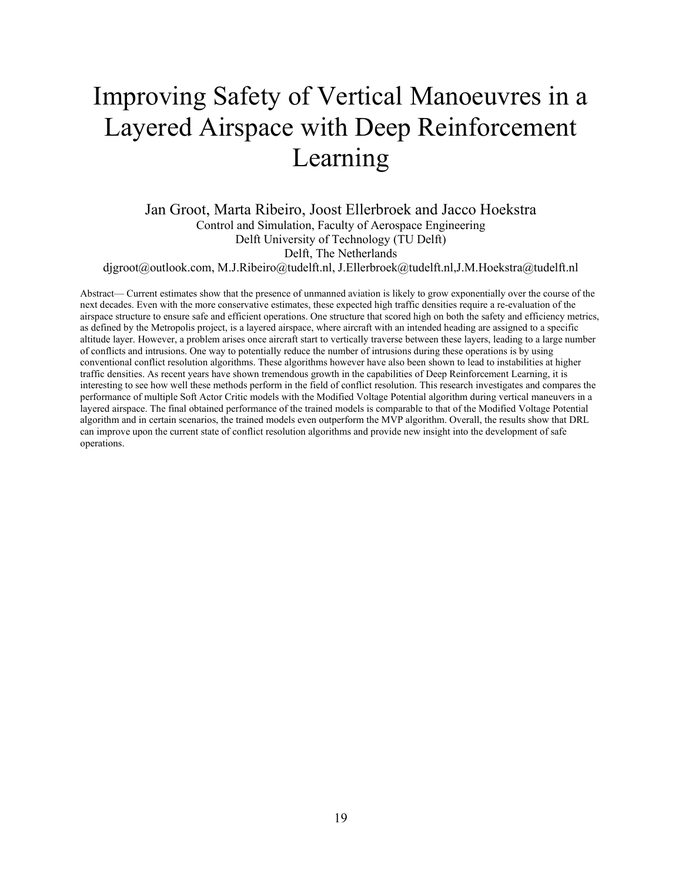# Improving Safety of Vertical Manoeuvres in a Layered Airspace with Deep Reinforcement Learning

Jan Groot, Marta Ribeiro, Joost Ellerbroek and Jacco Hoekstra
Control and Simulation, Faculty of Aerospace Engineering
Delft University of Technology (TU Delft)
Delft, The Netherlands
djgroot@outlook.com, M.J.Ribeiro@tudelft.nl, J.Ellerbroek@tudelft.nl,J.M.Hoekstra@tudelft.nl

Abstract— Current estimates show that the presence of unmanned aviation is likely to grow exponentially over the course of the next decades. Even with the more conservative estimates, these expected high traffic densities require a re-evaluation of the airspace structure to ensure safe and efficient operations. One structure that scored high on both the safety and efficiency metrics, as defined by the Metropolis project, is a layered airspace, where aircraft with an intended heading are assigned to a specific altitude layer. However, a problem arises once aircraft start to vertically traverse between these layers, leading to a large number of conflicts and intrusions. One way to potentially reduce the number of intrusions during these operations is by using conventional conflict resolution algorithms. These algorithms however have also been shown to lead to instabilities at higher traffic densities. As recent years have shown tremendous growth in the capabilities of Deep Reinforcement Learning, it is interesting to see how well these methods perform in the field of conflict resolution. This research investigates and compares the performance of multiple Soft Actor Critic models with the Modified Voltage Potential algorithm during vertical maneuvers in a layered airspace. The final obtained performance of the trained models is comparable to that of the Modified Voltage Potential algorithm and in certain scenarios, the trained models even outperform the MVP algorithm. Overall, the results show that DRL can improve upon the current state of conflict resolution algorithms and provide new insight into the development of safe operations.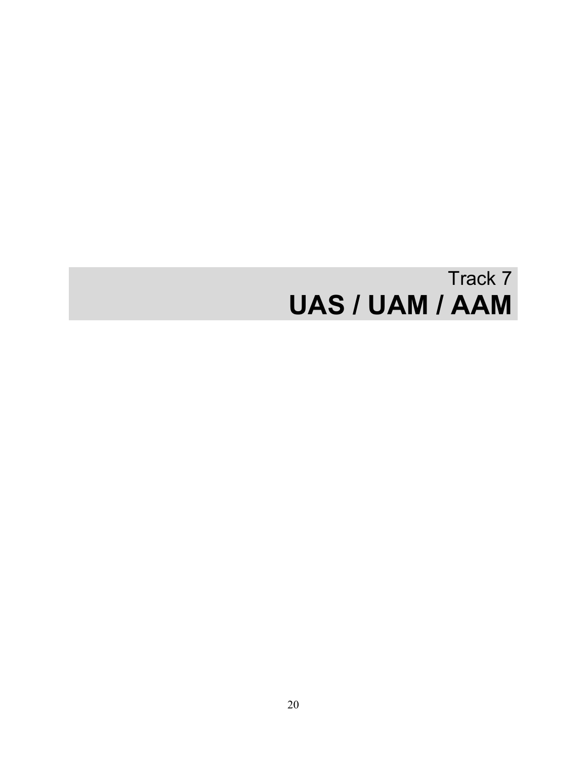# Track 7

# UAS / UAM / AAM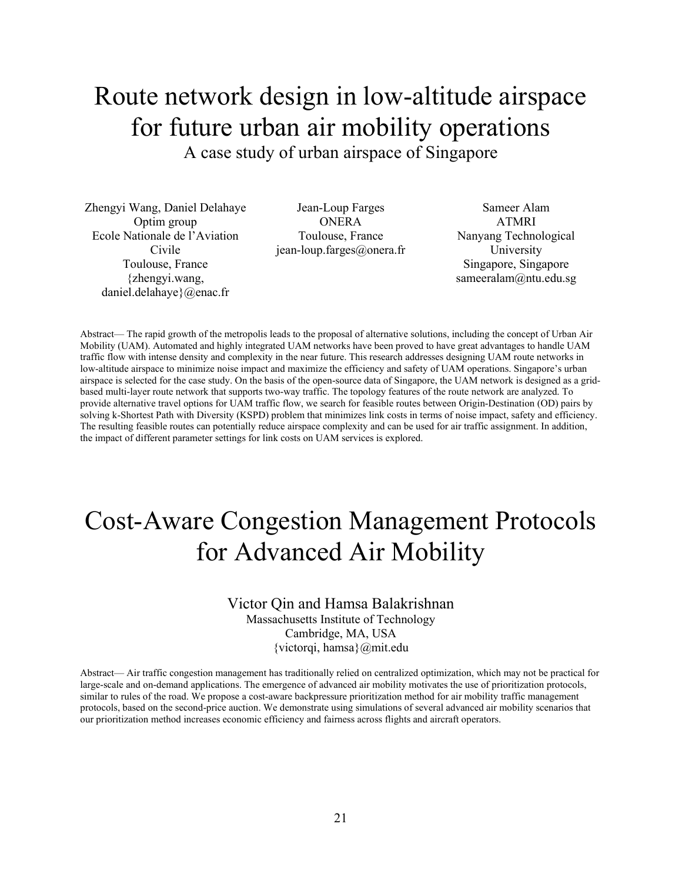# Route network design in low-altitude airspace for future urban air mobility operations

A case study of urban airspace of Singapore

Zhengyi Wang, Daniel Delahaye
Optim group
Ecole Nationale de l'Aviation Civile
Toulouse, France
{zhengyi.wang, daniel.delahaye}@enac.fr

Jean-Loup Farges
ONERA
Toulouse, France
jean-loup.farges@onera.fr

Sameer Alam
ATMRI
Nanyang Technological University
Singapore, Singapore
sameeralam@ntu.edu.sg

Abstract— The rapid growth of the metropolis leads to the proposal of alternative solutions, including the concept of Urban Air Mobility (UAM). Automated and highly integrated UAM networks have been proved to have great advantages to handle UAM traffic flow with intense density and complexity in the near future. This research addresses designing UAM route networks in low-altitude airspace to minimize noise impact and maximize the efficiency and safety of UAM operations. Singapore's urban airspace is selected for the case study. On the basis of the open-source data of Singapore, the UAM network is designed as a grid-based multi-layer route network that supports two-way traffic. The topology features of the route network are analyzed. To provide alternative travel options for UAM traffic flow, we search for feasible routes between Origin-Destination (OD) pairs by solving k-Shortest Path with Diversity (KSPD) problem that minimizes link costs in terms of noise impact, safety and efficiency. The resulting feasible routes can potentially reduce airspace complexity and can be used for air traffic assignment. In addition, the impact of different parameter settings for link costs on UAM services is explored.

# Cost-Aware Congestion Management Protocols for Advanced Air Mobility

Victor Qin and Hamsa Balakrishnan
Massachusetts Institute of Technology
Cambridge, MA, USA
{victorqi, hamsa}@mit.edu

Abstract— Air traffic congestion management has traditionally relied on centralized optimization, which may not be practical for large-scale and on-demand applications. The emergence of advanced air mobility motivates the use of prioritization protocols, similar to rules of the road. We propose a cost-aware backpressure prioritization method for air mobility traffic management protocols, based on the second-price auction. We demonstrate using simulations of several advanced air mobility scenarios that our prioritization method increases economic efficiency and fairness across flights and aircraft operators.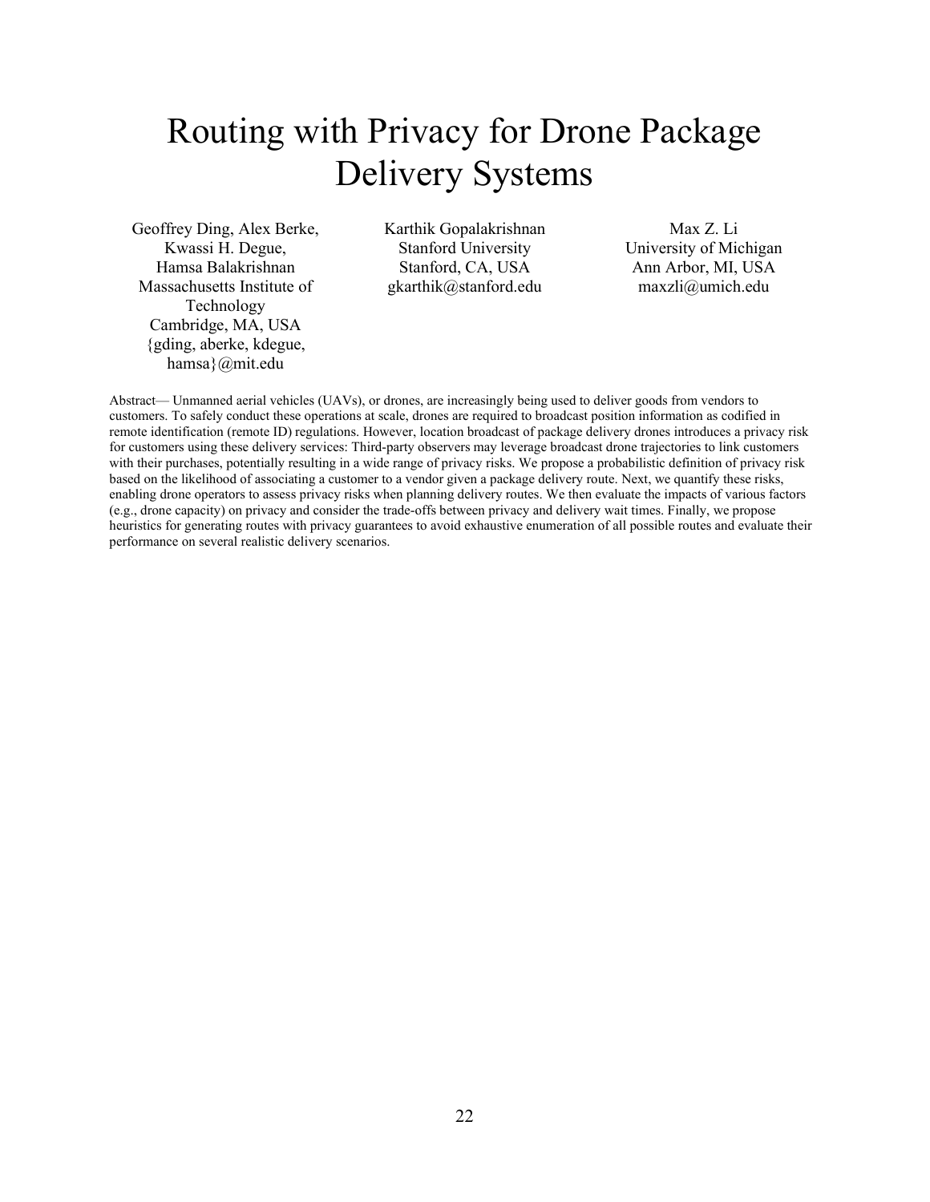# Routing with Privacy for Drone Package Delivery Systems

Geoffrey Ding, Alex Berke, Kwassi H. Degue, Hamsa Balakrishnan
Massachusetts Institute of Technology
Cambridge, MA, USA
{gding, aberke, kdegue, hamsa}@mit.edu

Karthik Gopalakrishnan
Stanford University
Stanford, CA, USA
gkarthik@stanford.edu

Max Z. Li
University of Michigan
Ann Arbor, MI, USA
maxzli@umich.edu

Abstract— Unmanned aerial vehicles (UAVs), or drones, are increasingly being used to deliver goods from vendors to customers. To safely conduct these operations at scale, drones are required to broadcast position information as codified in remote identification (remote ID) regulations. However, location broadcast of package delivery drones introduces a privacy risk for customers using these delivery services: Third-party observers may leverage broadcast drone trajectories to link customers with their purchases, potentially resulting in a wide range of privacy risks. We propose a probabilistic definition of privacy risk based on the likelihood of associating a customer to a vendor given a package delivery route. Next, we quantify these risks, enabling drone operators to assess privacy risks when planning delivery routes. We then evaluate the impacts of various factors (e.g., drone capacity) on privacy and consider the trade-offs between privacy and delivery wait times. Finally, we propose heuristics for generating routes with privacy guarantees to avoid exhaustive enumeration of all possible routes and evaluate their performance on several realistic delivery scenarios.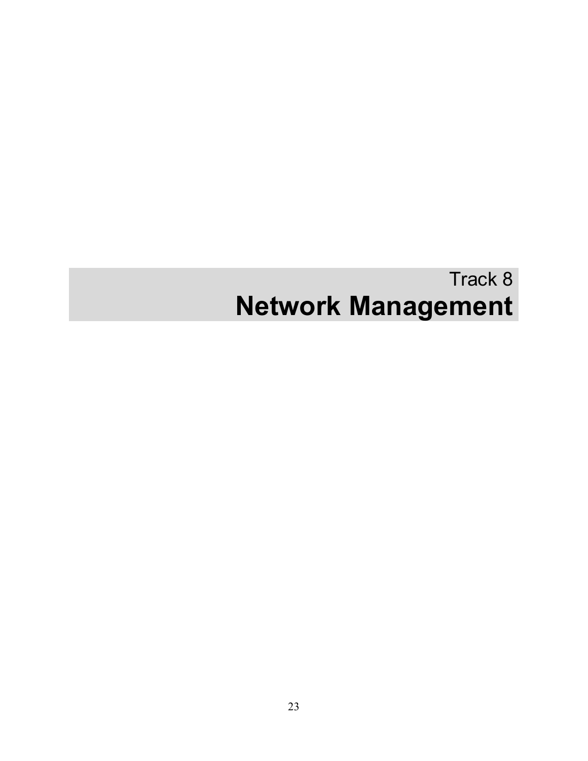Track 8

# Network Management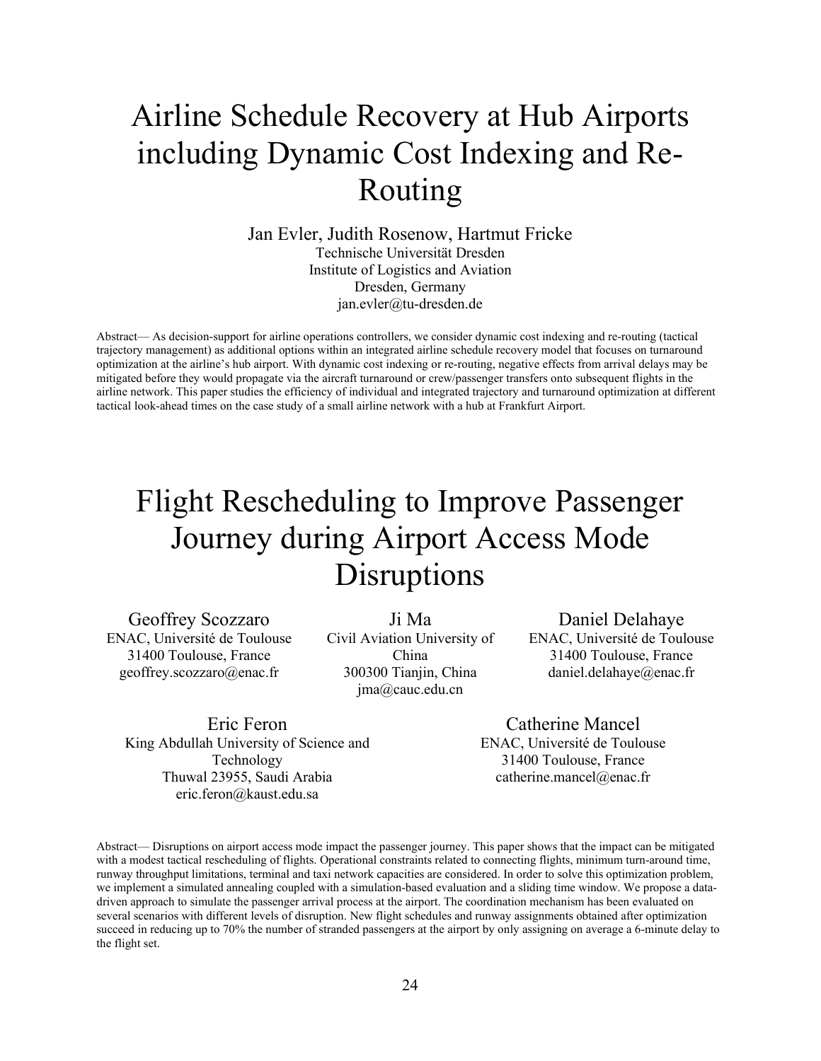# Airline Schedule Recovery at Hub Airports including Dynamic Cost Indexing and Re-Routing

Jan Evler, Judith Rosenow, Hartmut Fricke
Technische Universität Dresden
Institute of Logistics and Aviation
Dresden, Germany
jan.evler@tu-dresden.de

Abstract— As decision-support for airline operations controllers, we consider dynamic cost indexing and re-routing (tactical trajectory management) as additional options within an integrated airline schedule recovery model that focuses on turnaround optimization at the airline's hub airport. With dynamic cost indexing or re-routing, negative effects from arrival delays may be mitigated before they would propagate via the aircraft turnaround or crew/passenger transfers onto subsequent flights in the airline network. This paper studies the efficiency of individual and integrated trajectory and turnaround optimization at different tactical look-ahead times on the case study of a small airline network with a hub at Frankfurt Airport.

# Flight Rescheduling to Improve Passenger Journey during Airport Access Mode Disruptions

Geoffrey Scozzaro
ENAC, Université de Toulouse
31400 Toulouse, France
geoffrey.scozzaro@enac.fr

Ji Ma
Civil Aviation University of China
300300 Tianjin, China
jma@cauc.edu.cn

Daniel Delahaye
ENAC, Université de Toulouse
31400 Toulouse, France
daniel.delahaye@enac.fr

Eric Feron
King Abdullah University of Science and Technology
Thuwal 23955, Saudi Arabia
eric.feron@kaust.edu.sa

Catherine Mancel
ENAC, Université de Toulouse
31400 Toulouse, France
catherine.mancel@enac.fr

Abstract— Disruptions on airport access mode impact the passenger journey. This paper shows that the impact can be mitigated with a modest tactical rescheduling of flights. Operational constraints related to connecting flights, minimum turn-around time, runway throughput limitations, terminal and taxi network capacities are considered. In order to solve this optimization problem, we implement a simulated annealing coupled with a simulation-based evaluation and a sliding time window. We propose a data-driven approach to simulate the passenger arrival process at the airport. The coordination mechanism has been evaluated on several scenarios with different levels of disruption. New flight schedules and runway assignments obtained after optimization succeed in reducing up to 70% the number of stranded passengers at the airport by only assigning on average a 6-minute delay to the flight set.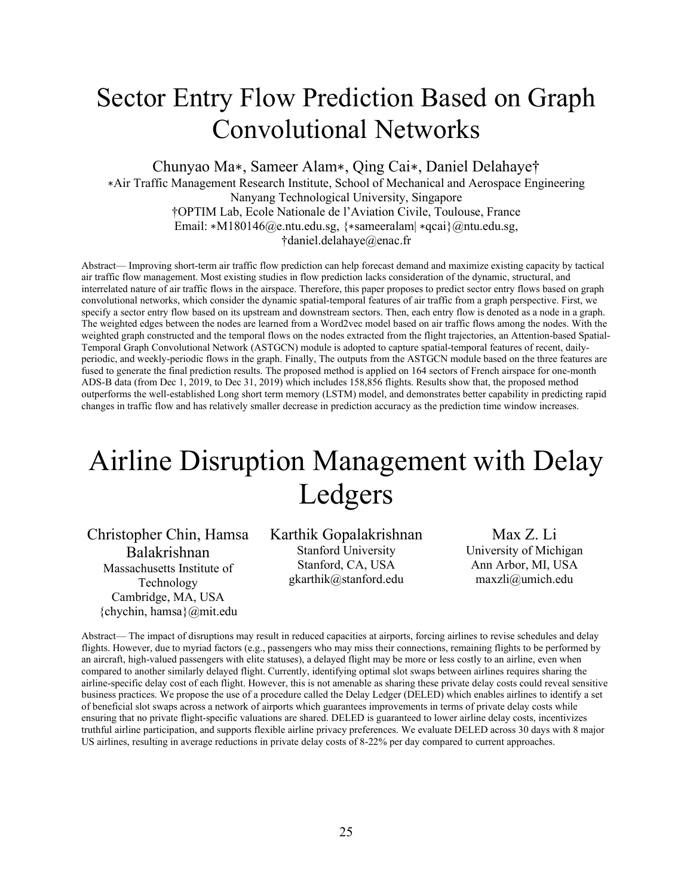# Sector Entry Flow Prediction Based on Graph Convolutional Networks

Chunyao Ma∗, Sameer Alam∗, Qing Cai∗, Daniel Delahaye†

∗Air Traffic Management Research Institute, School of Mechanical and Aerospace Engineering
Nanyang Technological University, Singapore
†OPTIM Lab, Ecole Nationale de l'Aviation Civile, Toulouse, France
Email: ∗M180146@e.ntu.edu.sg, {∗sameeralam| ∗qcai}@ntu.edu.sg,
†daniel.delahaye@enac.fr

Abstract— Improving short-term air traffic flow prediction can help forecast demand and maximize existing capacity by tactical air traffic flow management. Most existing studies in flow prediction lacks consideration of the dynamic, structural, and interrelated nature of air traffic flows in the airspace. Therefore, this paper proposes to predict sector entry flows based on graph convolutional networks, which consider the dynamic spatial-temporal features of air traffic from a graph perspective. First, we specify a sector entry flow based on its upstream and downstream sectors. Then, each entry flow is denoted as a node in a graph. The weighted edges between the nodes are learned from a Word2vec model based on air traffic flows among the nodes. With the weighted graph constructed and the temporal flows on the nodes extracted from the flight trajectories, an Attention-based Spatial-Temporal Graph Convolutional Network (ASTGCN) module is adopted to capture spatial-temporal features of recent, daily-periodic, and weekly-periodic flows in the graph. Finally, The outputs from the ASTGCN module based on the three features are fused to generate the final prediction results. The proposed method is applied on 164 sectors of French airspace for one-month ADS-B data (from Dec 1, 2019, to Dec 31, 2019) which includes 158,856 flights. Results show that, the proposed method outperforms the well-established Long short term memory (LSTM) model, and demonstrates better capability in predicting rapid changes in traffic flow and has relatively smaller decrease in prediction accuracy as the prediction time window increases.

# Airline Disruption Management with Delay Ledgers

Christopher Chin, Hamsa Balakrishnan
Massachusetts Institute of Technology
Cambridge, MA, USA
{chychin, hamsa}@mit.edu

Karthik Gopalakrishnan
Stanford University
Stanford, CA, USA
gkarthik@stanford.edu

Max Z. Li
University of Michigan
Ann Arbor, MI, USA
maxzli@umich.edu

Abstract— The impact of disruptions may result in reduced capacities at airports, forcing airlines to revise schedules and delay flights. However, due to myriad factors (e.g., passengers who may miss their connections, remaining flights to be performed by an aircraft, high-valued passengers with elite statuses), a delayed flight may be more or less costly to an airline, even when compared to another similarly delayed flight. Currently, identifying optimal slot swaps between airlines requires sharing the airline-specific delay cost of each flight. However, this is not amenable as sharing these private delay costs could reveal sensitive business practices. We propose the use of a procedure called the Delay Ledger (DELED) which enables airlines to identify a set of beneficial slot swaps across a network of airports which guarantees improvements in terms of private delay costs while ensuring that no private flight-specific valuations are shared. DELED is guaranteed to lower airline delay costs, incentivizes truthful airline participation, and supports flexible airline privacy preferences. We evaluate DELED across 30 days with 8 major US airlines, resulting in average reductions in private delay costs of 8-22% per day compared to current approaches.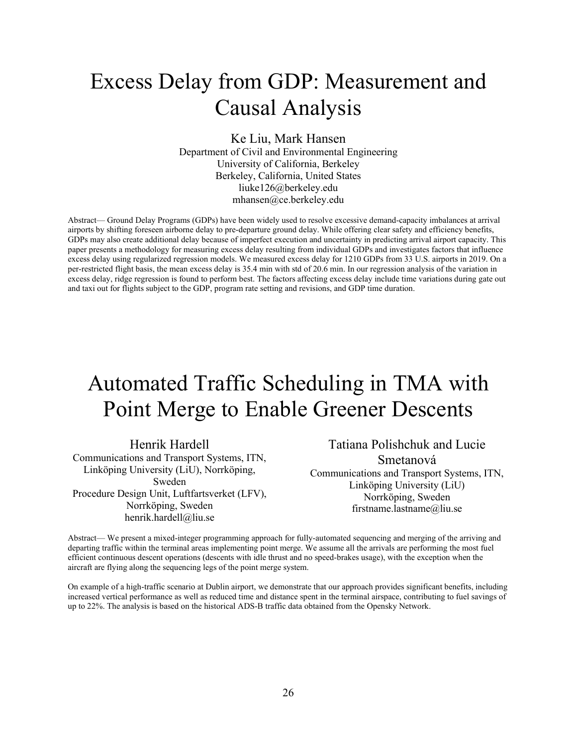# Excess Delay from GDP: Measurement and Causal Analysis

Ke Liu, Mark Hansen
Department of Civil and Environmental Engineering
University of California, Berkeley
Berkeley, California, United States
liuke126@berkeley.edu
mhansen@ce.berkeley.edu

Abstract— Ground Delay Programs (GDPs) have been widely used to resolve excessive demand-capacity imbalances at arrival airports by shifting foreseen airborne delay to pre-departure ground delay. While offering clear safety and efficiency benefits, GDPs may also create additional delay because of imperfect execution and uncertainty in predicting arrival airport capacity. This paper presents a methodology for measuring excess delay resulting from individual GDPs and investigates factors that influence excess delay using regularized regression models. We measured excess delay for 1210 GDPs from 33 U.S. airports in 2019. On a per-restricted flight basis, the mean excess delay is 35.4 min with std of 20.6 min. In our regression analysis of the variation in excess delay, ridge regression is found to perform best. The factors affecting excess delay include time variations during gate out and taxi out for flights subject to the GDP, program rate setting and revisions, and GDP time duration.

# Automated Traffic Scheduling in TMA with Point Merge to Enable Greener Descents

Henrik Hardell
Communications and Transport Systems, ITN, Linköping University (LiU), Norrköping, Sweden
Procedure Design Unit, Luftfartsverket (LFV), Norrköping, Sweden
henrik.hardell@liu.se

Tatiana Polishchuk and Lucie Smetanová
Communications and Transport Systems, ITN, Linköping University (LiU)
Norrköping, Sweden
firstname.lastname@liu.se

Abstract— We present a mixed-integer programming approach for fully-automated sequencing and merging of the arriving and departing traffic within the terminal areas implementing point merge. We assume all the arrivals are performing the most fuel efficient continuous descent operations (descents with idle thrust and no speed-brakes usage), with the exception when the aircraft are flying along the sequencing legs of the point merge system.

On example of a high-traffic scenario at Dublin airport, we demonstrate that our approach provides significant benefits, including increased vertical performance as well as reduced time and distance spent in the terminal airspace, contributing to fuel savings of up to 22%. The analysis is based on the historical ADS-B traffic data obtained from the Opensky Network.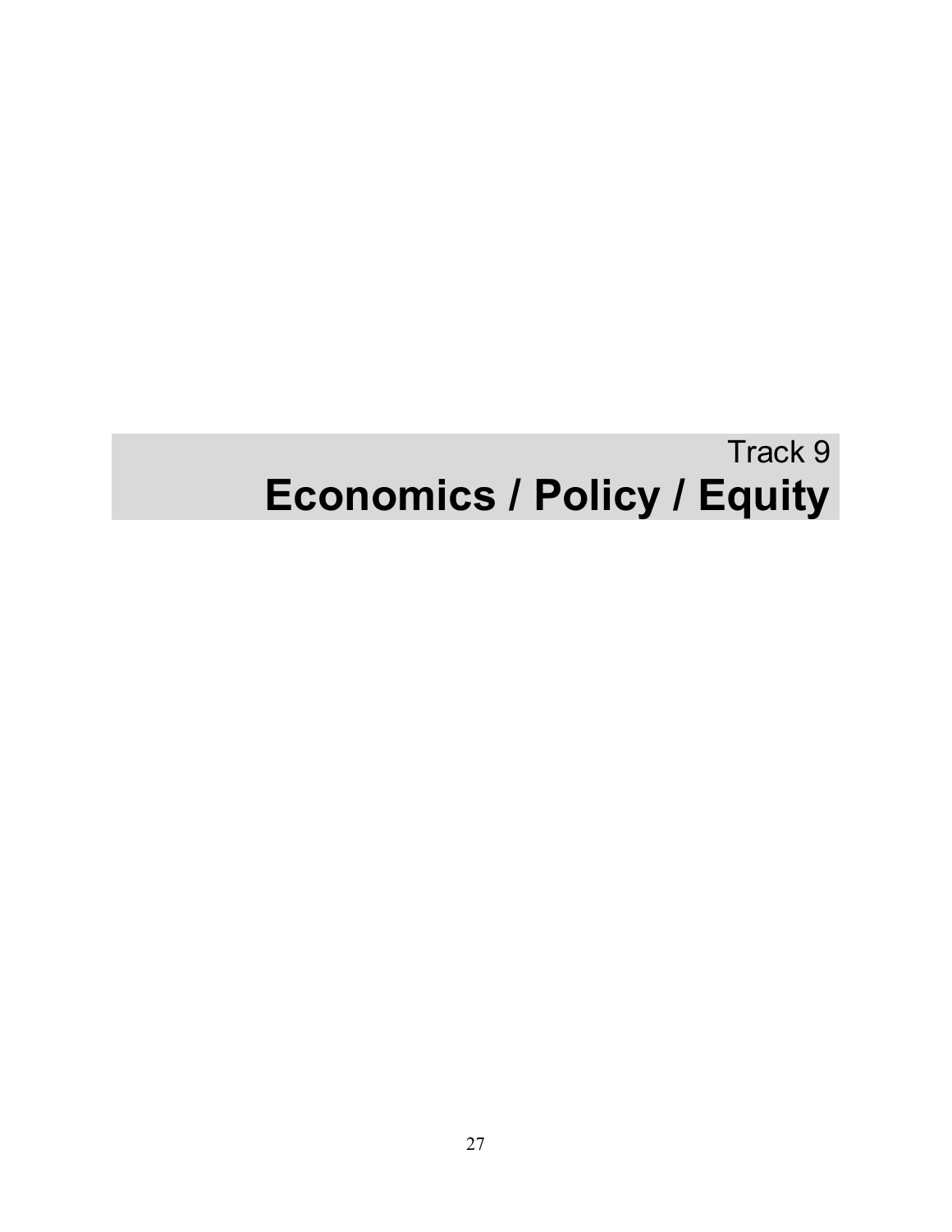Track 9

# Economics / Policy / Equity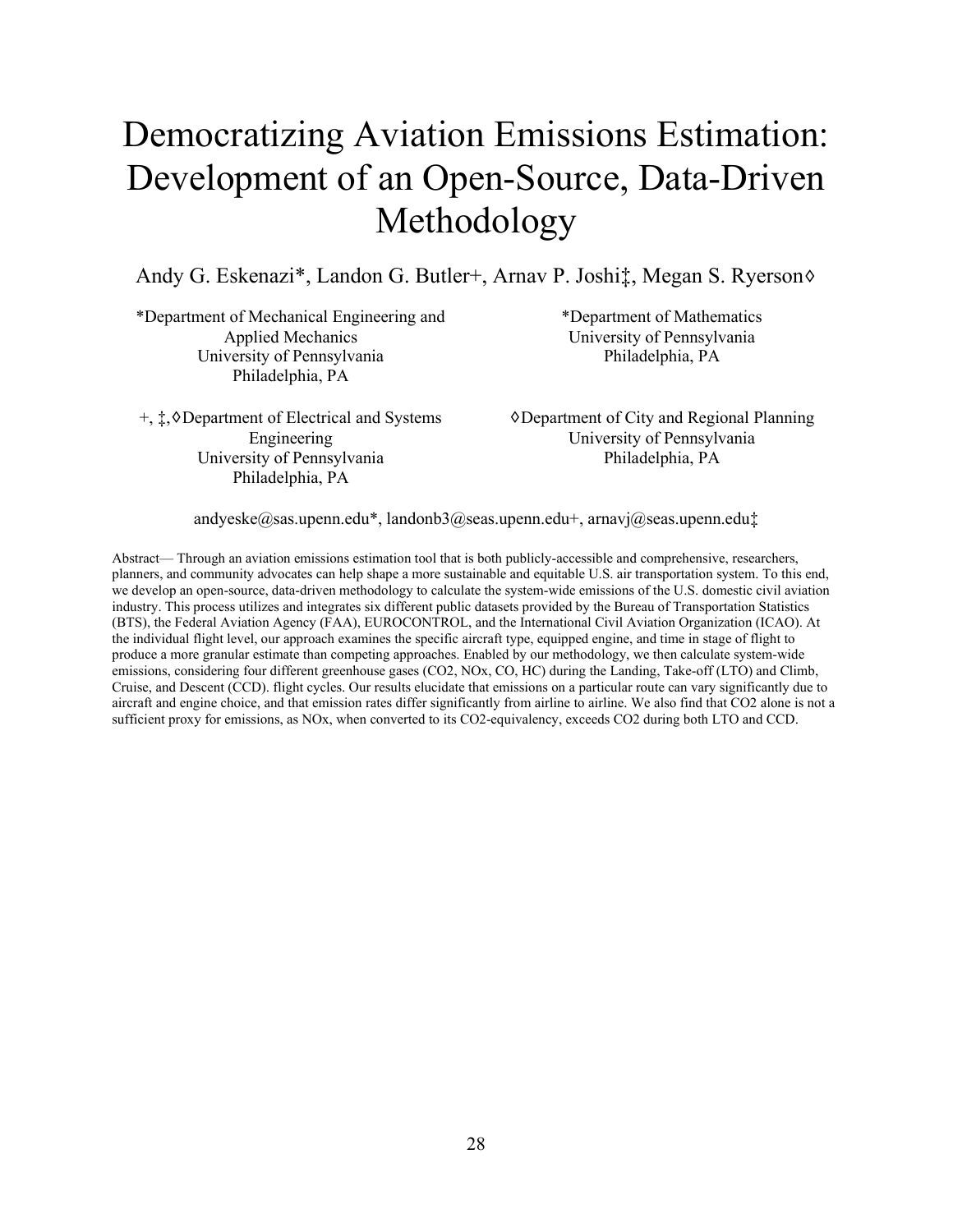# Democratizing Aviation Emissions Estimation: Development of an Open-Source, Data-Driven Methodology

Andy G. Eskenazi*, Landon G. Butler+, Arnav P. Joshi‡, Megan S. Ryerson◊

*Department of Mechanical Engineering and Applied Mechanics
University of Pennsylvania
Philadelphia, PA

*Department of Mathematics
University of Pennsylvania
Philadelphia, PA

+, ‡,◊Department of Electrical and Systems Engineering
University of Pennsylvania
Philadelphia, PA

◊Department of City and Regional Planning
University of Pennsylvania
Philadelphia, PA

andyeske@sas.upenn.edu*, landonb3@seas.upenn.edu+, arnavj@seas.upenn.edu‡

Abstract— Through an aviation emissions estimation tool that is both publicly-accessible and comprehensive, researchers, planners, and community advocates can help shape a more sustainable and equitable U.S. air transportation system. To this end, we develop an open-source, data-driven methodology to calculate the system-wide emissions of the U.S. domestic civil aviation industry. This process utilizes and integrates six different public datasets provided by the Bureau of Transportation Statistics (BTS), the Federal Aviation Agency (FAA), EUROCONTROL, and the International Civil Aviation Organization (ICAO). At the individual flight level, our approach examines the specific aircraft type, equipped engine, and time in stage of flight to produce a more granular estimate than competing approaches. Enabled by our methodology, we then calculate system-wide emissions, considering four different greenhouse gases ($CO_2$, $NO_x$, CO, HC) during the Landing, Take-off (LTO) and Climb, Cruise, and Descent (CCD). flight cycles. Our results elucidate that emissions on a particular route can vary significantly due to aircraft and engine choice, and that emission rates differ significantly from airline to airline. We also find that $CO_2$ alone is not a sufficient proxy for emissions, as $NO_x$, when converted to its $CO_2$-equivalency, exceeds $CO_2$ during both LTO and CCD.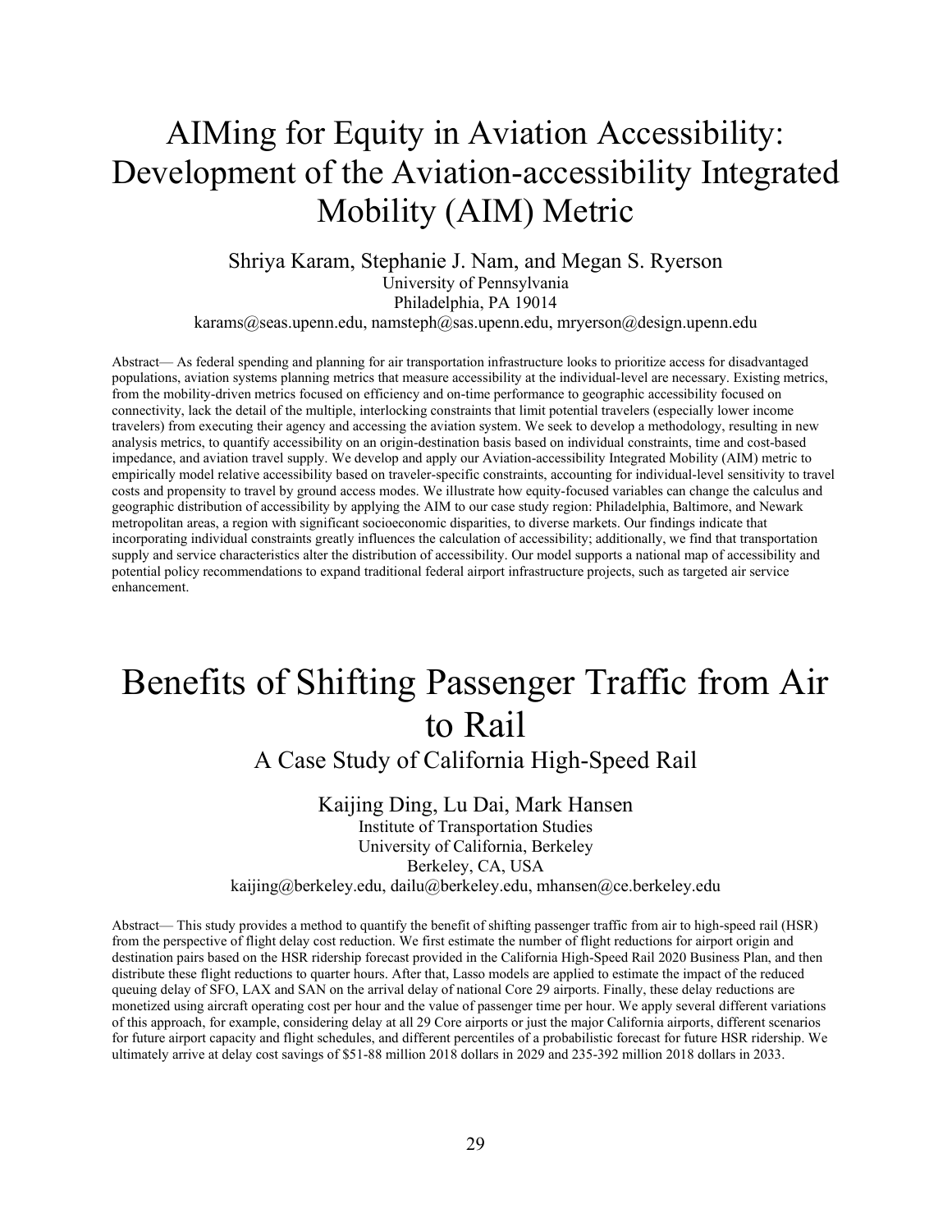# AIMing for Equity in Aviation Accessibility: Development of the Aviation-accessibility Integrated Mobility (AIM) Metric

Shriya Karam, Stephanie J. Nam, and Megan S. Ryerson
University of Pennsylvania
Philadelphia, PA 19014
karams@seas.upenn.edu, namsteph@sas.upenn.edu, mryerson@design.upenn.edu

Abstract— As federal spending and planning for air transportation infrastructure looks to prioritize access for disadvantaged populations, aviation systems planning metrics that measure accessibility at the individual-level are necessary. Existing metrics, from the mobility-driven metrics focused on efficiency and on-time performance to geographic accessibility focused on connectivity, lack the detail of the multiple, interlocking constraints that limit potential travelers (especially lower income travelers) from executing their agency and accessing the aviation system. We seek to develop a methodology, resulting in new analysis metrics, to quantify accessibility on an origin-destination basis based on individual constraints, time and cost-based impedance, and aviation travel supply. We develop and apply our Aviation-accessibility Integrated Mobility (AIM) metric to empirically model relative accessibility based on traveler-specific constraints, accounting for individual-level sensitivity to travel costs and propensity to travel by ground access modes. We illustrate how equity-focused variables can change the calculus and geographic distribution of accessibility by applying the AIM to our case study region: Philadelphia, Baltimore, and Newark metropolitan areas, a region with significant socioeconomic disparities, to diverse markets. Our findings indicate that incorporating individual constraints greatly influences the calculation of accessibility; additionally, we find that transportation supply and service characteristics alter the distribution of accessibility. Our model supports a national map of accessibility and potential policy recommendations to expand traditional federal airport infrastructure projects, such as targeted air service enhancement.

# Benefits of Shifting Passenger Traffic from Air to Rail

## A Case Study of California High-Speed Rail

Kaijing Ding, Lu Dai, Mark Hansen
Institute of Transportation Studies
University of California, Berkeley
Berkeley, CA, USA
kaijing@berkeley.edu, dailu@berkeley.edu, mhansen@ce.berkeley.edu

Abstract— This study provides a method to quantify the benefit of shifting passenger traffic from air to high-speed rail (HSR) from the perspective of flight delay cost reduction. We first estimate the number of flight reductions for airport origin and destination pairs based on the HSR ridership forecast provided in the California High-Speed Rail 2020 Business Plan, and then distribute these flight reductions to quarter hours. After that, Lasso models are applied to estimate the impact of the reduced queuing delay of SFO, LAX and SAN on the arrival delay of national Core 29 airports. Finally, these delay reductions are monetized using aircraft operating cost per hour and the value of passenger time per hour. We apply several different variations of this approach, for example, considering delay at all 29 Core airports or just the major California airports, different scenarios for future airport capacity and flight schedules, and different percentiles of a probabilistic forecast for future HSR ridership. We ultimately arrive at delay cost savings of $51-88 million 2018 dollars in 2029 and 235-392 million 2018 dollars in 2033.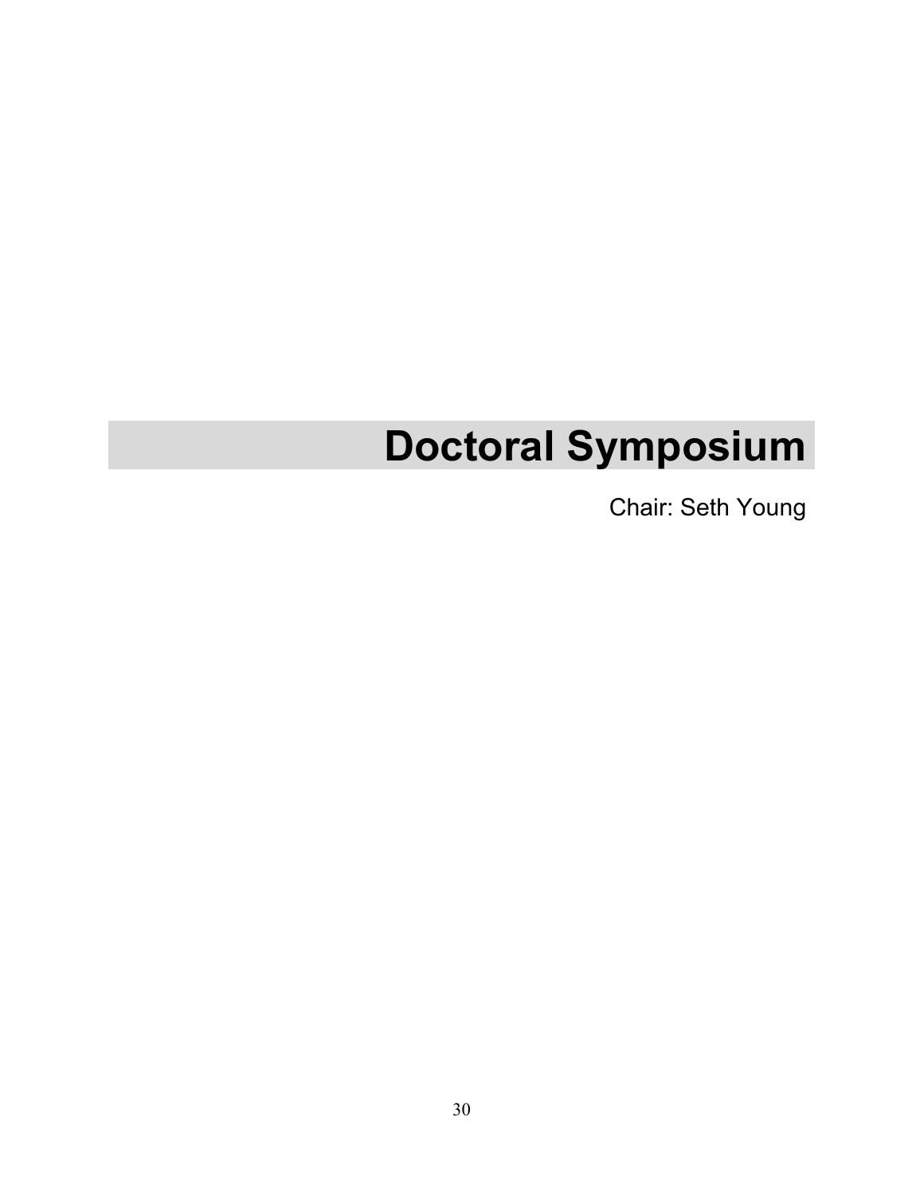# Doctoral Symposium

Chair: Seth Young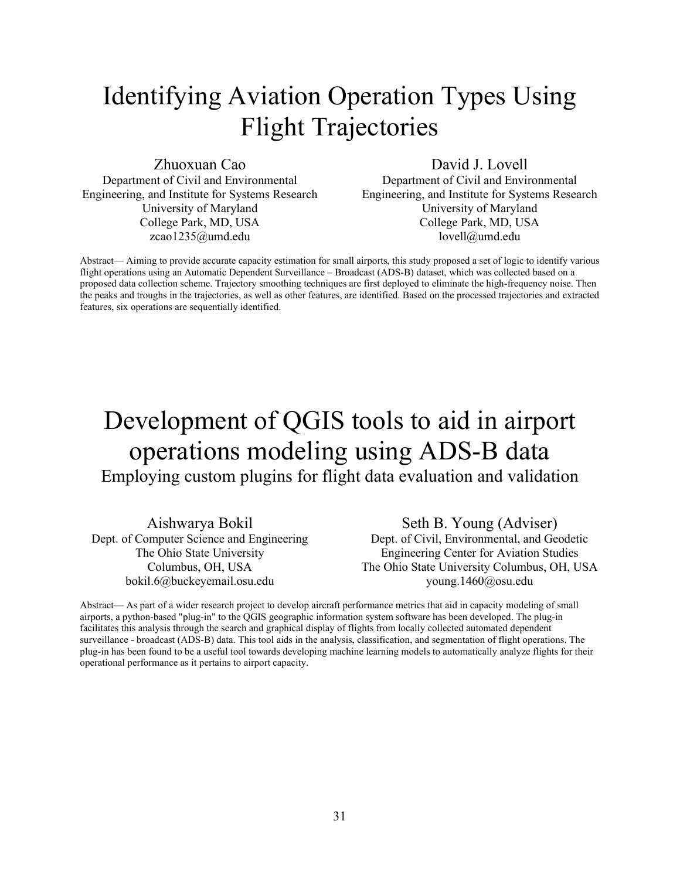# Identifying Aviation Operation Types Using Flight Trajectories

Zhuoxuan Cao
Department of Civil and Environmental Engineering, and Institute for Systems Research
University of Maryland
College Park, MD, USA
zcao1235@umd.edu

David J. Lovell
Department of Civil and Environmental Engineering, and Institute for Systems Research
University of Maryland
College Park, MD, USA
lovell@umd.edu

Abstract— Aiming to provide accurate capacity estimation for small airports, this study proposed a set of logic to identify various flight operations using an Automatic Dependent Surveillance – Broadcast (ADS-B) dataset, which was collected based on a proposed data collection scheme. Trajectory smoothing techniques are first deployed to eliminate the high-frequency noise. Then the peaks and troughs in the trajectories, as well as other features, are identified. Based on the processed trajectories and extracted features, six operations are sequentially identified.

# Development of QGIS tools to aid in airport operations modeling using ADS-B data

## Employing custom plugins for flight data evaluation and validation

Aishwarya Bokil
Dept. of Computer Science and Engineering
The Ohio State University
Columbus, OH, USA
bokil.6@buckeyemail.osu.edu

Seth B. Young (Adviser)
Dept. of Civil, Environmental, and Geodetic Engineering Center for Aviation Studies
The Ohio State University Columbus, OH, USA
young.1460@osu.edu

Abstract— As part of a wider research project to develop aircraft performance metrics that aid in capacity modeling of small airports, a python-based "plug-in" to the QGIS geographic information system software has been developed. The plug-in facilitates this analysis through the search and graphical display of flights from locally collected automated dependent surveillance - broadcast (ADS-B) data. This tool aids in the analysis, classification, and segmentation of flight operations. The plug-in has been found to be a useful tool towards developing machine learning models to automatically analyze flights for their operational performance as it pertains to airport capacity.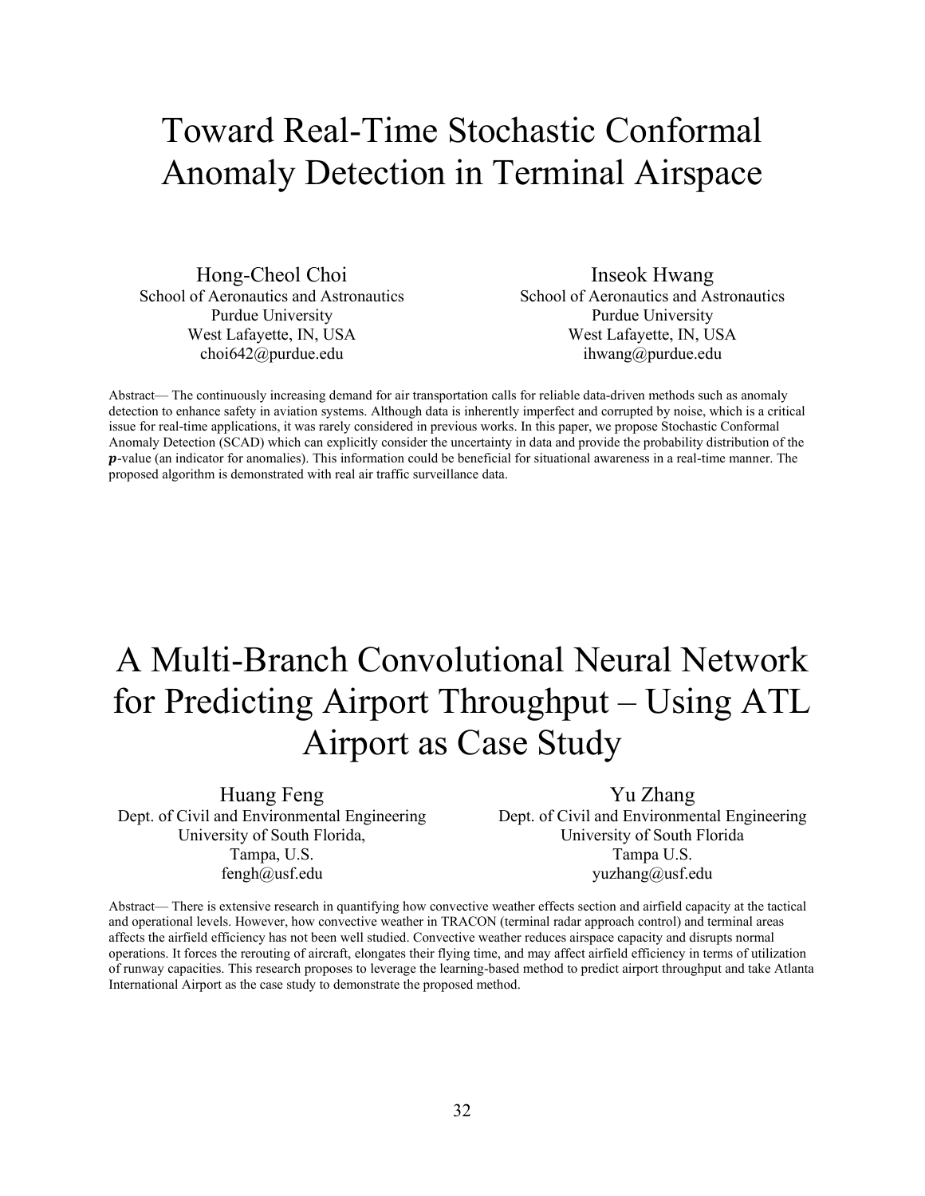# Toward Real-Time Stochastic Conformal Anomaly Detection in Terminal Airspace

Hong-Cheol Choi
School of Aeronautics and Astronautics
Purdue University
West Lafayette, IN, USA
choi642@purdue.edu

Inseok Hwang
School of Aeronautics and Astronautics
Purdue University
West Lafayette, IN, USA
ihwang@purdue.edu

Abstract— The continuously increasing demand for air transportation calls for reliable data-driven methods such as anomaly detection to enhance safety in aviation systems. Although data is inherently imperfect and corrupted by noise, which is a critical issue for real-time applications, it was rarely considered in previous works. In this paper, we propose Stochastic Conformal Anomaly Detection (SCAD) which can explicitly consider the uncertainty in data and provide the probability distribution of the $\boldsymbol{p}$-value (an indicator for anomalies). This information could be beneficial for situational awareness in a real-time manner. The proposed algorithm is demonstrated with real air traffic surveillance data.

# A Multi-Branch Convolutional Neural Network for Predicting Airport Throughput – Using ATL Airport as Case Study

Huang Feng
Dept. of Civil and Environmental Engineering
University of South Florida,
Tampa, U.S.
fengh@usf.edu

Yu Zhang
Dept. of Civil and Environmental Engineering
University of South Florida
Tampa U.S.
yuzhang@usf.edu

Abstract— There is extensive research in quantifying how convective weather effects section and airfield capacity at the tactical and operational levels. However, how convective weather in TRACON (terminal radar approach control) and terminal areas affects the airfield efficiency has not been well studied. Convective weather reduces airspace capacity and disrupts normal operations. It forces the rerouting of aircraft, elongates their flying time, and may affect airfield efficiency in terms of utilization of runway capacities. This research proposes to leverage the learning-based method to predict airport throughput and take Atlanta International Airport as the case study to demonstrate the proposed method.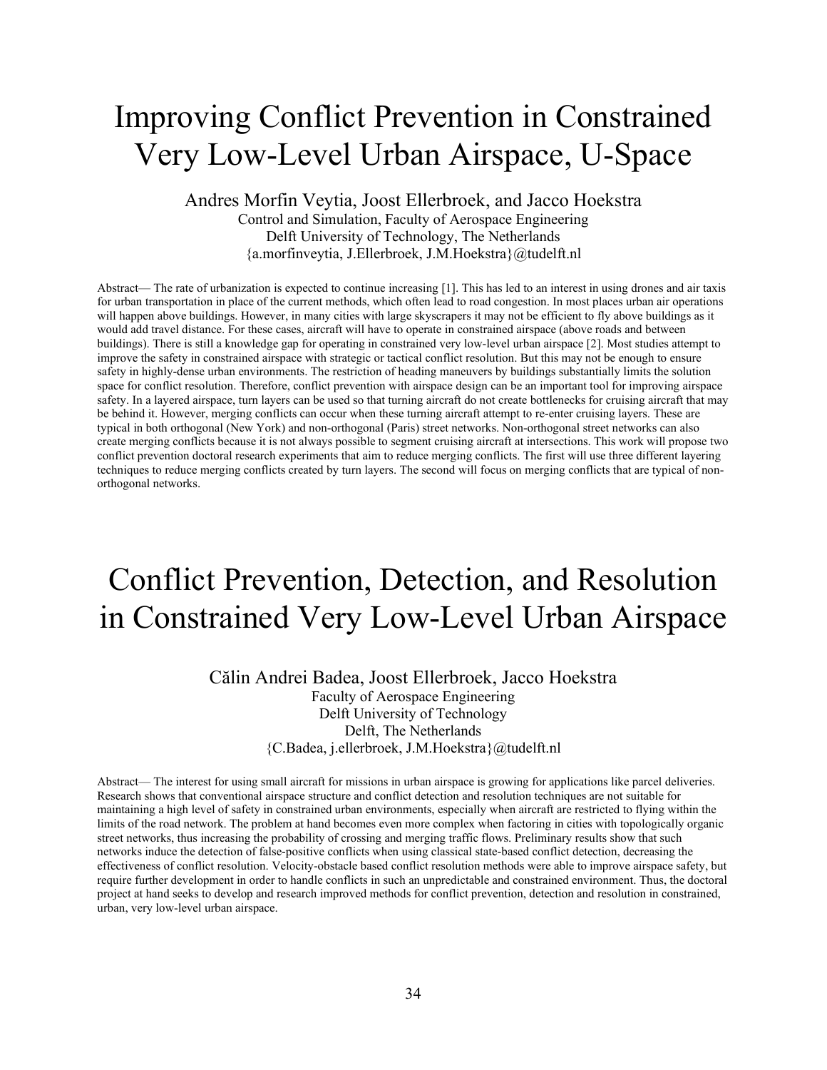# Improving Conflict Prevention in Constrained Very Low-Level Urban Airspace, U-Space

Andres Morfin Veytia, Joost Ellerbroek, and Jacco Hoekstra
Control and Simulation, Faculty of Aerospace Engineering
Delft University of Technology, The Netherlands
{a.morfinveytia, J.Ellerbroek, J.M.Hoekstra}@tudelft.nl

Abstract— The rate of urbanization is expected to continue increasing [1]. This has led to an interest in using drones and air taxis for urban transportation in place of the current methods, which often lead to road congestion. In most places urban air operations will happen above buildings. However, in many cities with large skyscrapers it may not be efficient to fly above buildings as it would add travel distance. For these cases, aircraft will have to operate in constrained airspace (above roads and between buildings). There is still a knowledge gap for operating in constrained very low-level urban airspace [2]. Most studies attempt to improve the safety in constrained airspace with strategic or tactical conflict resolution. But this may not be enough to ensure safety in highly-dense urban environments. The restriction of heading maneuvers by buildings substantially limits the solution space for conflict resolution. Therefore, conflict prevention with airspace design can be an important tool for improving airspace safety. In a layered airspace, turn layers can be used so that turning aircraft do not create bottlenecks for cruising aircraft that may be behind it. However, merging conflicts can occur when these turning aircraft attempt to re-enter cruising layers. These are typical in both orthogonal (New York) and non-orthogonal (Paris) street networks. Non-orthogonal street networks can also create merging conflicts because it is not always possible to segment cruising aircraft at intersections. This work will propose two conflict prevention doctoral research experiments that aim to reduce merging conflicts. The first will use three different layering techniques to reduce merging conflicts created by turn layers. The second will focus on merging conflicts that are typical of non-orthogonal networks.

# Conflict Prevention, Detection, and Resolution in Constrained Very Low-Level Urban Airspace

Călin Andrei Badea, Joost Ellerbroek, Jacco Hoekstra
Faculty of Aerospace Engineering
Delft University of Technology
Delft, The Netherlands
{C.Badea, j.ellerbroek, J.M.Hoekstra}@tudelft.nl

Abstract— The interest for using small aircraft for missions in urban airspace is growing for applications like parcel deliveries. Research shows that conventional airspace structure and conflict detection and resolution techniques are not suitable for maintaining a high level of safety in constrained urban environments, especially when aircraft are restricted to flying within the limits of the road network. The problem at hand becomes even more complex when factoring in cities with topologically organic street networks, thus increasing the probability of crossing and merging traffic flows. Preliminary results show that such networks induce the detection of false-positive conflicts when using classical state-based conflict detection, decreasing the effectiveness of conflict resolution. Velocity-obstacle based conflict resolution methods were able to improve airspace safety, but require further development in order to handle conflicts in such an unpredictable and constrained environment. Thus, the doctoral project at hand seeks to develop and research improved methods for conflict prevention, detection and resolution in constrained, urban, very low-level urban airspace.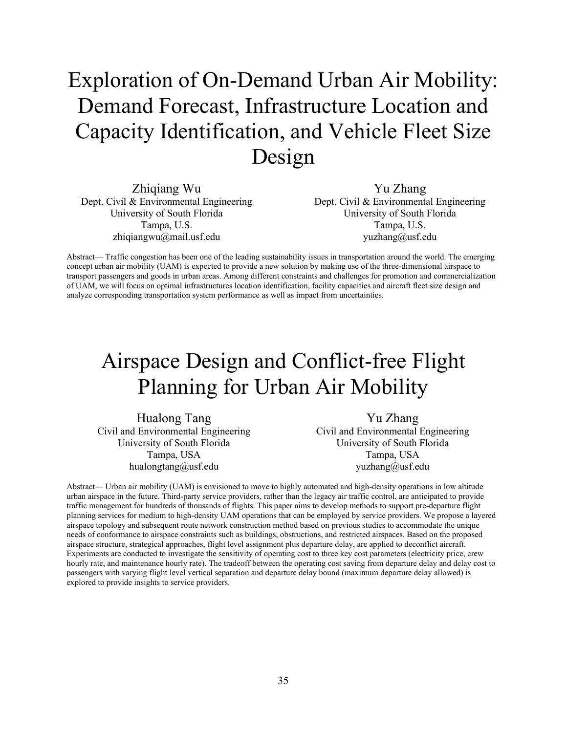# Exploration of On-Demand Urban Air Mobility: Demand Forecast, Infrastructure Location and Capacity Identification, and Vehicle Fleet Size Design

Zhiqiang Wu
Dept. Civil & Environmental Engineering
University of South Florida
Tampa, U.S.
zhiqiangwu@mail.usf.edu

Yu Zhang
Dept. Civil & Environmental Engineering
University of South Florida
Tampa, U.S.
yuzhang@usf.edu

Abstract— Traffic congestion has been one of the leading sustainability issues in transportation around the world. The emerging concept urban air mobility (UAM) is expected to provide a new solution by making use of the three-dimensional airspace to transport passengers and goods in urban areas. Among different constraints and challenges for promotion and commercialization of UAM, we will focus on optimal infrastructures location identification, facility capacities and aircraft fleet size design and analyze corresponding transportation system performance as well as impact from uncertainties.

# Airspace Design and Conflict-free Flight Planning for Urban Air Mobility

Hualong Tang
Civil and Environmental Engineering
University of South Florida
Tampa, USA
hualongtang@usf.edu

Yu Zhang
Civil and Environmental Engineering
University of South Florida
Tampa, USA
yuzhang@usf.edu

Abstract— Urban air mobility (UAM) is envisioned to move to highly automated and high-density operations in low altitude urban airspace in the future. Third-party service providers, rather than the legacy air traffic control, are anticipated to provide traffic management for hundreds of thousands of flights. This paper aims to develop methods to support pre-departure flight planning services for medium to high-density UAM operations that can be employed by service providers. We propose a layered airspace topology and subsequent route network construction method based on previous studies to accommodate the unique needs of conformance to airspace constraints such as buildings, obstructions, and restricted airspaces. Based on the proposed airspace structure, strategical approaches, flight level assignment plus departure delay, are applied to deconflict aircraft. Experiments are conducted to investigate the sensitivity of operating cost to three key cost parameters (electricity price, crew hourly rate, and maintenance hourly rate). The tradeoff between the operating cost saving from departure delay and delay cost to passengers with varying flight level vertical separation and departure delay bound (maximum departure delay allowed) is explored to provide insights to service providers.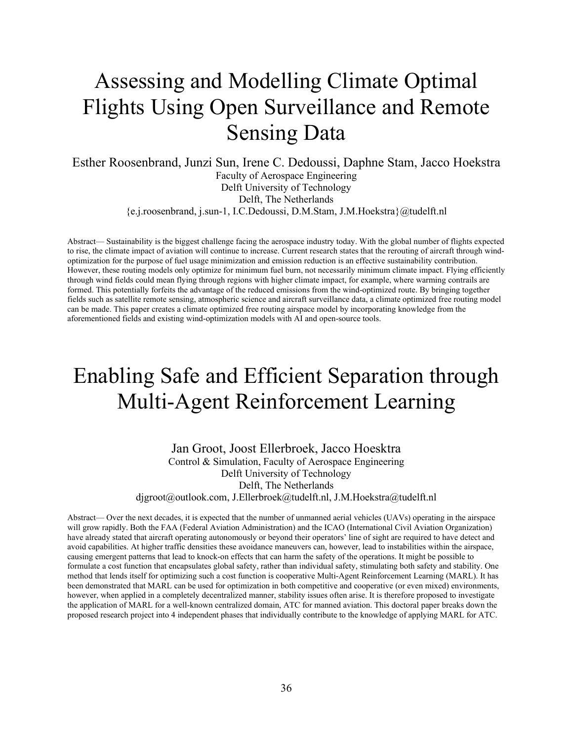# Assessing and Modelling Climate Optimal Flights Using Open Surveillance and Remote Sensing Data

Esther Roosenbrand, Junzi Sun, Irene C. Dedoussi, Daphne Stam, Jacco Hoekstra
Faculty of Aerospace Engineering
Delft University of Technology
Delft, The Netherlands
{e.j.roosenbrand, j.sun-1, I.C.Dedoussi, D.M.Stam, J.M.Hoekstra}@tudelft.nl

Abstract— Sustainability is the biggest challenge facing the aerospace industry today. With the global number of flights expected to rise, the climate impact of aviation will continue to increase. Current research states that the rerouting of aircraft through wind-optimization for the purpose of fuel usage minimization and emission reduction is an effective sustainability contribution. However, these routing models only optimize for minimum fuel burn, not necessarily minimum climate impact. Flying efficiently through wind fields could mean flying through regions with higher climate impact, for example, where warming contrails are formed. This potentially forfeits the advantage of the reduced emissions from the wind-optimized route. By bringing together fields such as satellite remote sensing, atmospheric science and aircraft surveillance data, a climate optimized free routing model can be made. This paper creates a climate optimized free routing airspace model by incorporating knowledge from the aforementioned fields and existing wind-optimization models with AI and open-source tools.

# Enabling Safe and Efficient Separation through Multi-Agent Reinforcement Learning

Jan Groot, Joost Ellerbroek, Jacco Hoesktra
Control & Simulation, Faculty of Aerospace Engineering
Delft University of Technology
Delft, The Netherlands
djgroot@outlook.com, J.Ellerbroek@tudelft.nl, J.M.Hoekstra@tudelft.nl

Abstract— Over the next decades, it is expected that the number of unmanned aerial vehicles (UAVs) operating in the airspace will grow rapidly. Both the FAA (Federal Aviation Administration) and the ICAO (International Civil Aviation Organization) have already stated that aircraft operating autonomously or beyond their operators' line of sight are required to have detect and avoid capabilities. At higher traffic densities these avoidance maneuvers can, however, lead to instabilities within the airspace, causing emergent patterns that lead to knock-on effects that can harm the safety of the operations. It might be possible to formulate a cost function that encapsulates global safety, rather than individual safety, stimulating both safety and stability. One method that lends itself for optimizing such a cost function is cooperative Multi-Agent Reinforcement Learning (MARL). It has been demonstrated that MARL can be used for optimization in both competitive and cooperative (or even mixed) environments, however, when applied in a completely decentralized manner, stability issues often arise. It is therefore proposed to investigate the application of MARL for a well-known centralized domain, ATC for manned aviation. This doctoral paper breaks down the proposed research project into 4 independent phases that individually contribute to the knowledge of applying MARL for ATC.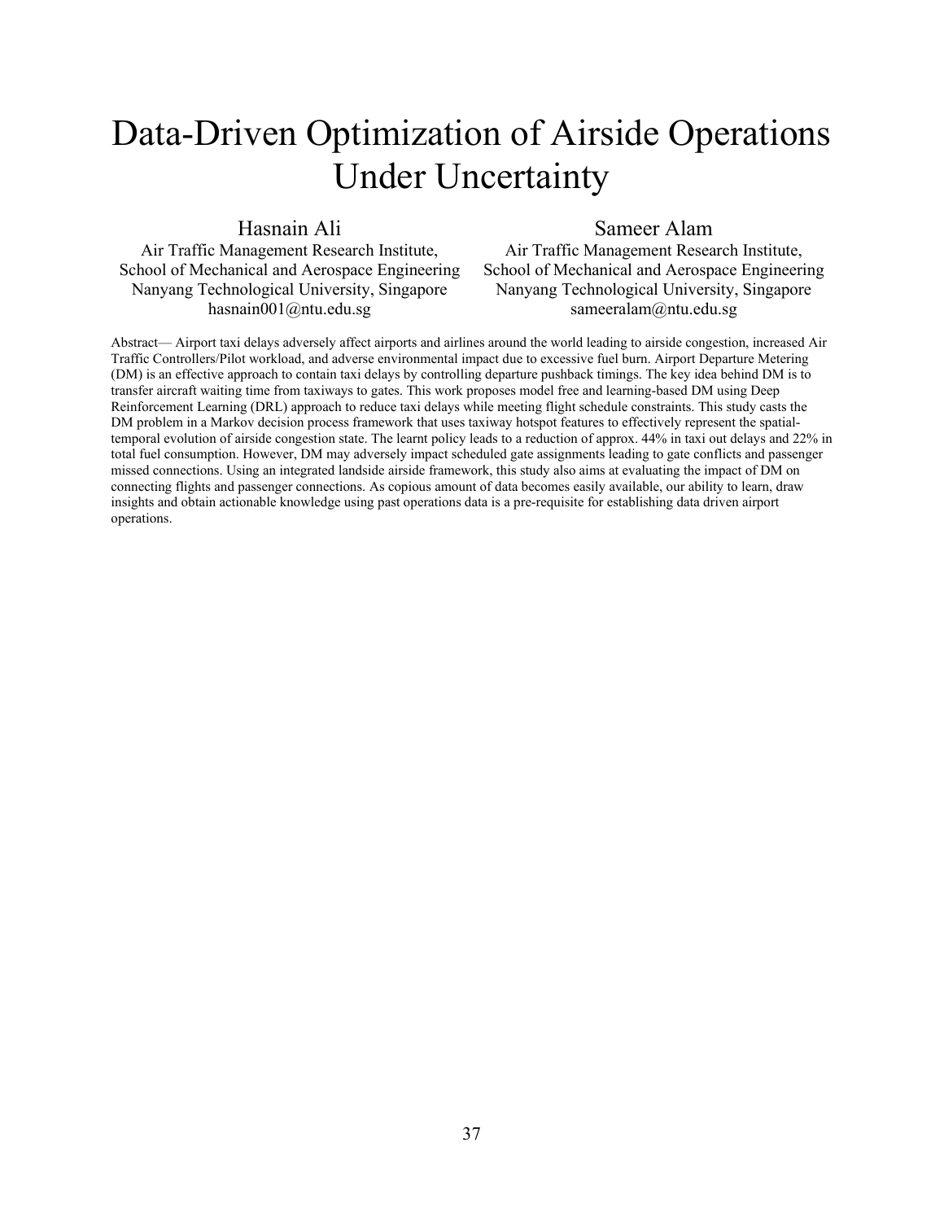# Data-Driven Optimization of Airside Operations Under Uncertainty

Hasnain Ali
Air Traffic Management Research Institute,
School of Mechanical and Aerospace Engineering
Nanyang Technological University, Singapore
hasnain001@ntu.edu.sg

Sameer Alam
Air Traffic Management Research Institute,
School of Mechanical and Aerospace Engineering
Nanyang Technological University, Singapore
sameeralam@ntu.edu.sg

Abstract— Airport taxi delays adversely affect airports and airlines around the world leading to airside congestion, increased Air Traffic Controllers/Pilot workload, and adverse environmental impact due to excessive fuel burn. Airport Departure Metering (DM) is an effective approach to contain taxi delays by controlling departure pushback timings. The key idea behind DM is to transfer aircraft waiting time from taxiways to gates. This work proposes model free and learning-based DM using Deep Reinforcement Learning (DRL) approach to reduce taxi delays while meeting flight schedule constraints. This study casts the DM problem in a Markov decision process framework that uses taxiway hotspot features to effectively represent the spatial-temporal evolution of airside congestion state. The learnt policy leads to a reduction of approx. 44% in taxi out delays and 22% in total fuel consumption. However, DM may adversely impact scheduled gate assignments leading to gate conflicts and passenger missed connections. Using an integrated landside airside framework, this study also aims at evaluating the impact of DM on connecting flights and passenger connections. As copious amount of data becomes easily available, our ability to learn, draw insights and obtain actionable knowledge using past operations data is a pre-requisite for establishing data driven airport operations.